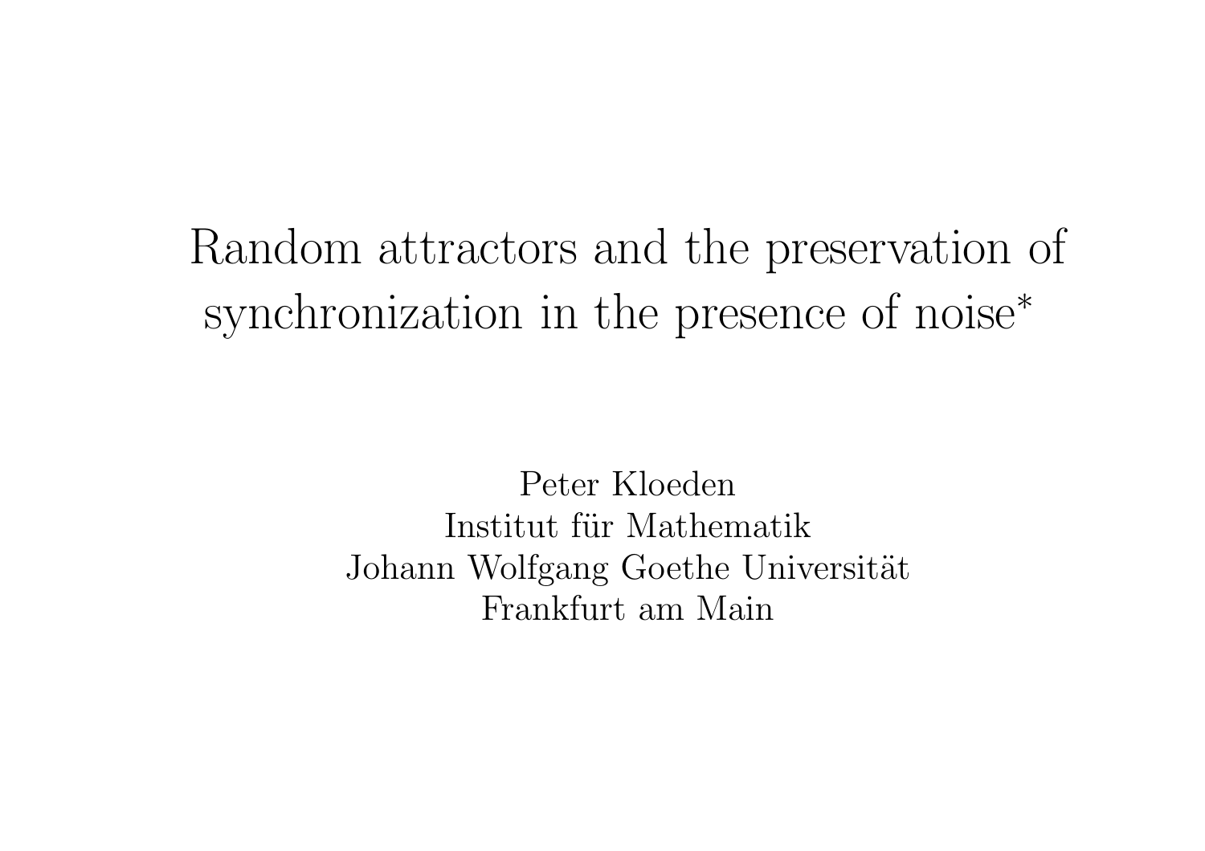# Random attractors and the preservation of synchronization in the presence of noise*

Peter Kloeden
Institut für Mathematik
Johann Wolfgang Goethe Universität
Frankfurt am Main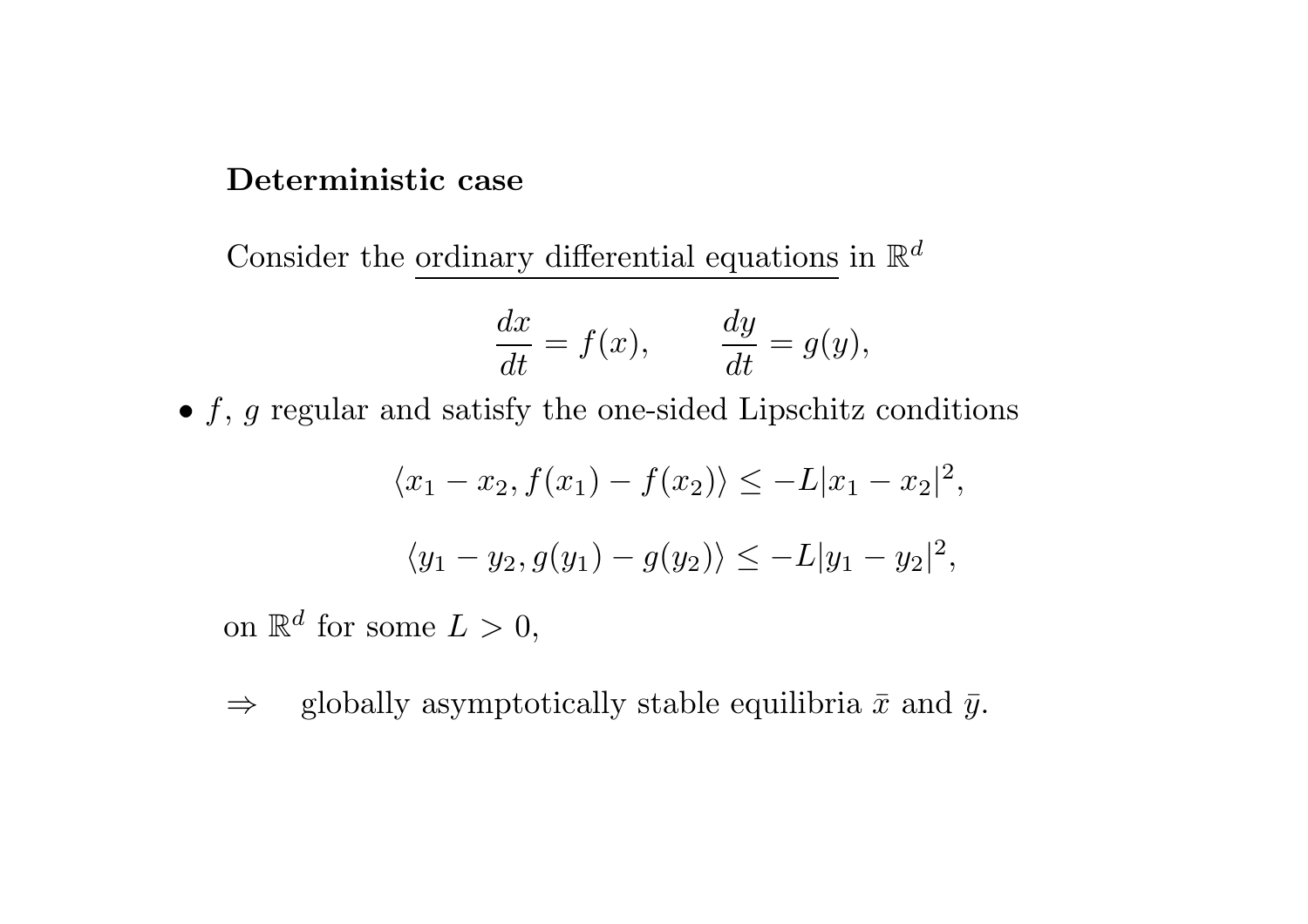**Deterministic case**

Consider the ordinary differential equations in $\mathbb{R}^d$

$$\frac{dx}{dt} = f(x), \qquad \frac{dy}{dt} = g(y),$$

- $f$, $g$ regular and satisfy the one-sided Lipschitz conditions

$$\langle x_1 - x_2, f(x_1) - f(x_2) \rangle \leq -L|x_1 - x_2|^2,$$

$$\langle y_1 - y_2, g(y_1) - g(y_2) \rangle \leq -L|y_1 - y_2|^2,$$

on $\mathbb{R}^d$ for some $L > 0$,

$\Rightarrow$ globally asymptotically stable equilibria $\bar{x}$ and $\bar{y}$.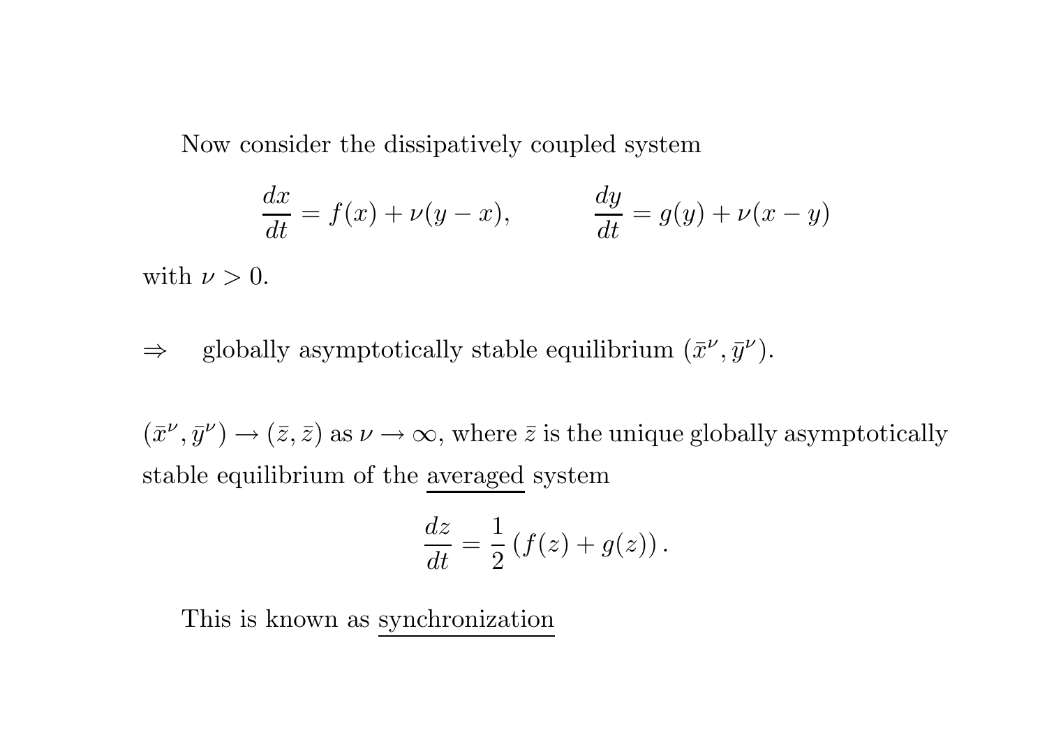Now consider the dissipatively coupled system

$$\frac{dx}{dt} = f(x) + \nu(y - x), \qquad\qquad \frac{dy}{dt} = g(y) + \nu(x - y)$$

with $\nu > 0$.

$\Rightarrow$ globally asymptotically stable equilibrium $(\bar{x}^{\nu}, \bar{y}^{\nu})$.

$(\bar{x}^{\nu}, \bar{y}^{\nu}) \to (\bar{z}, \bar{z})$ as $\nu \to \infty$, where $\bar{z}$ is the unique globally asymptotically stable equilibrium of the <u>averaged</u> system

$$\frac{dz}{dt} = \frac{1}{2}\left(f(z) + g(z)\right).$$

This is known as <u>synchronization</u>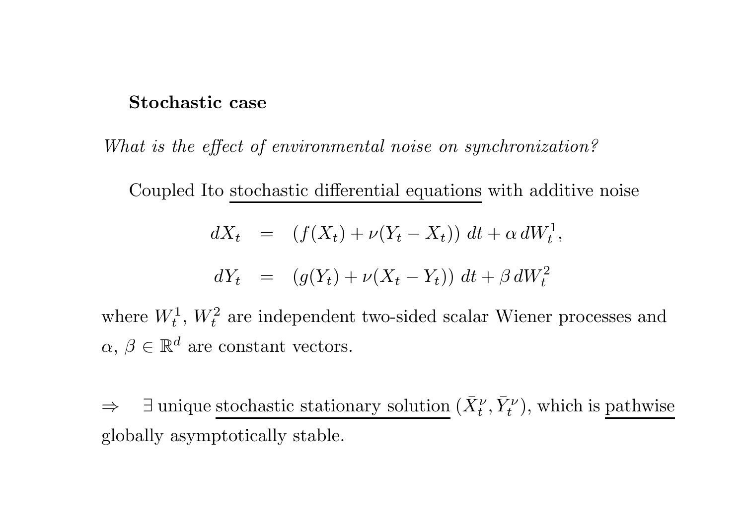**Stochastic case**

*What is the effect of environmental noise on synchronization?*

Coupled Ito stochastic differential equations with additive noise

$$
\begin{aligned}
dX_t &= \left(f(X_t) + \nu(Y_t - X_t)\right)\,dt + \alpha\,dW_t^1, \\
dY_t &= \left(g(Y_t) + \nu(X_t - Y_t)\right)\,dt + \beta\,dW_t^2
\end{aligned}
$$

where $W_t^1$, $W_t^2$ are independent two-sided scalar Wiener processes and $\alpha$, $\beta \in \mathbb{R}^d$ are constant vectors.

$\Rightarrow$ $\exists$ unique stochastic stationary solution $(\bar{X}_t^\nu, \bar{Y}_t^\nu)$, which is pathwise globally asymptotically stable.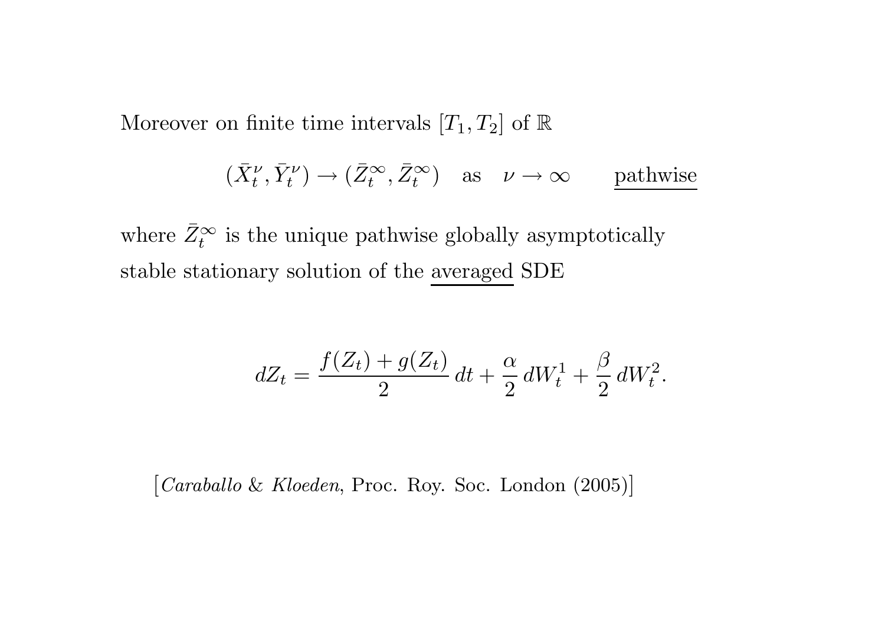Moreover on finite time intervals $[T_1, T_2]$ of $\mathbb{R}$

$$(\bar{X}_t^\nu, \bar{Y}_t^\nu) \to (\bar{Z}_t^\infty, \bar{Z}_t^\infty) \quad \text{as} \quad \nu \to \infty \qquad \underline{\text{pathwise}}$$

where $\bar{Z}_t^\infty$ is the unique pathwise globally asymptotically stable stationary solution of the <u>averaged</u> SDE

$$dZ_t = \frac{f(Z_t) + g(Z_t)}{2}\, dt + \frac{\alpha}{2}\, dW_t^1 + \frac{\beta}{2}\, dW_t^2.$$

[*Caraballo* & *Kloeden*, Proc. Roy. Soc. London (2005)]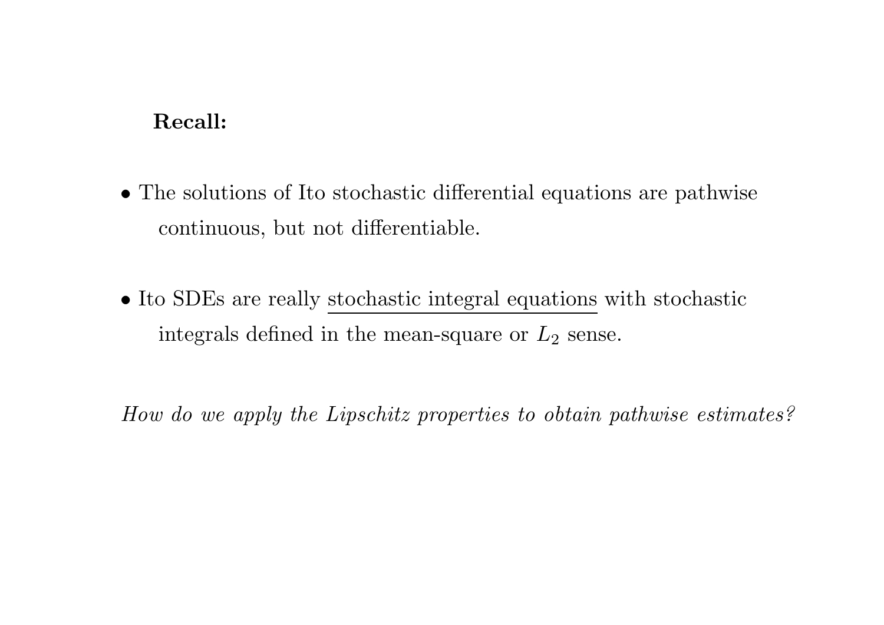**Recall:**

- The solutions of Ito stochastic differential equations are pathwise continuous, but not differentiable.

- Ito SDEs are really <u>stochastic integral equations</u> with stochastic integrals defined in the mean-square or $L_2$ sense.

*How do we apply the Lipschitz properties to obtain pathwise estimates?*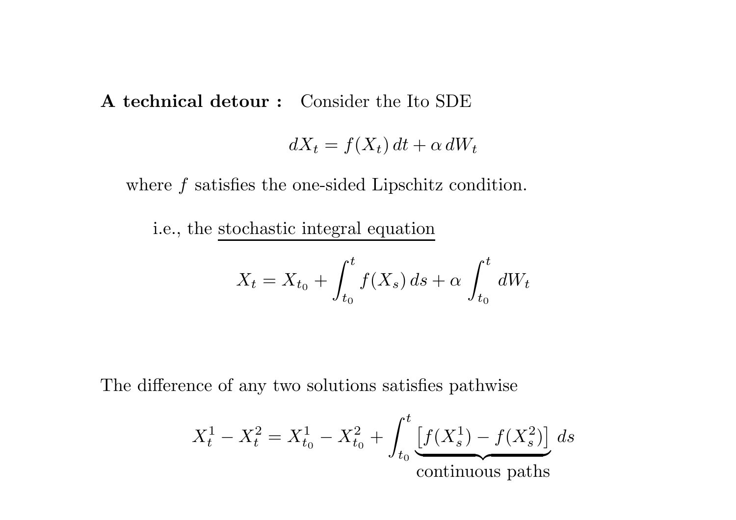**A technical detour :** Consider the Ito SDE

$$dX_t = f(X_t)\, dt + \alpha\, dW_t$$

where $f$ satisfies the one-sided Lipschitz condition.

i.e., the stochastic integral equation

$$X_t = X_{t_0} + \int_{t_0}^{t} f(X_s)\, ds + \alpha \int_{t_0}^{t} dW_t$$

The difference of any two solutions satisfies pathwise

$$X_t^1 - X_t^2 = X_{t_0}^1 - X_{t_0}^2 + \int_{t_0}^{t} \underbrace{\left[f(X_s^1) - f(X_s^2)\right]}_{\text{continuous paths}}\, ds$$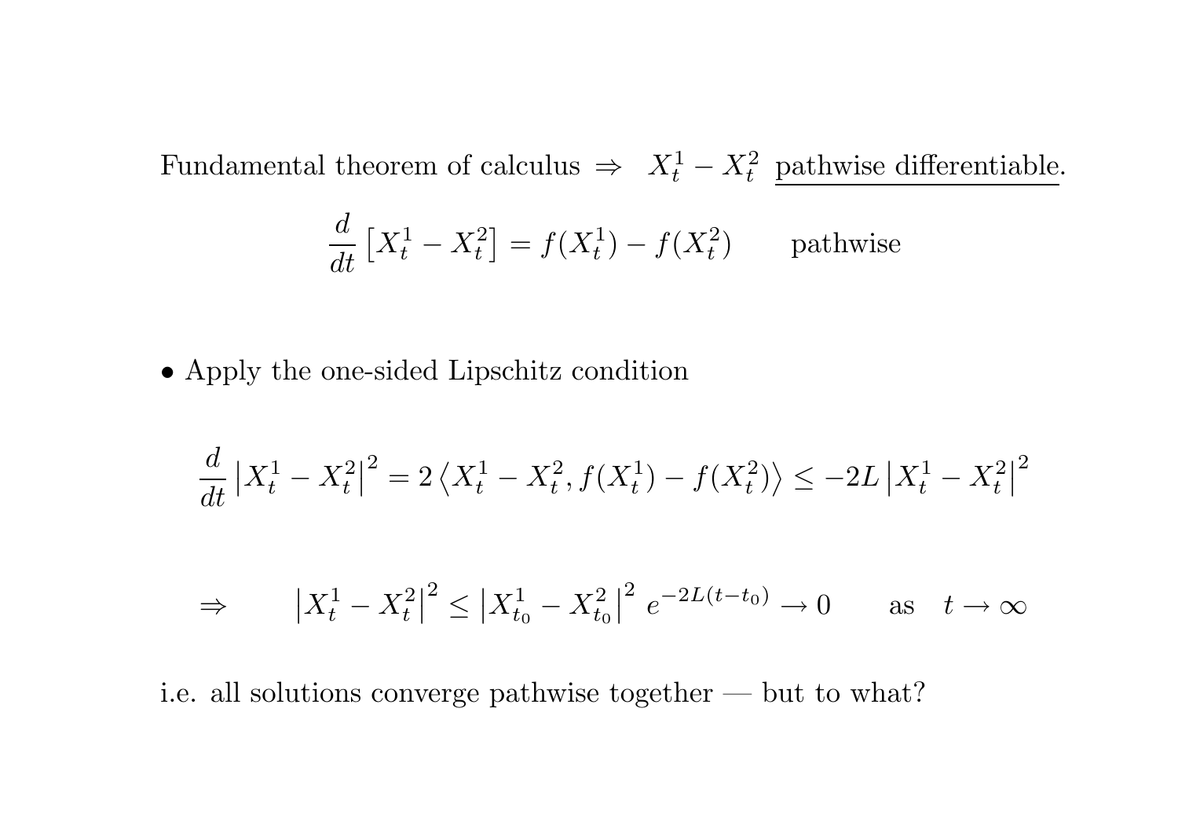Fundamental theorem of calculus $\Rightarrow$ $X_t^1 - X_t^2$ <u>pathwise differentiable</u>.

$$\frac{d}{dt}\left[X_t^1 - X_t^2\right] = f(X_t^1) - f(X_t^2) \qquad \text{pathwise}$$

- Apply the one-sided Lipschitz condition

$$\frac{d}{dt}\left|X_t^1 - X_t^2\right|^2 = 2\left\langle X_t^1 - X_t^2, f(X_t^1) - f(X_t^2)\right\rangle \leq -2L\left|X_t^1 - X_t^2\right|^2$$

$$\Rightarrow \qquad \left|X_t^1 - X_t^2\right|^2 \leq \left|X_{t_0}^1 - X_{t_0}^2\right|^2 e^{-2L(t-t_0)} \to 0 \qquad \text{as} \quad t \to \infty$$

i.e. all solutions converge pathwise together — but to what?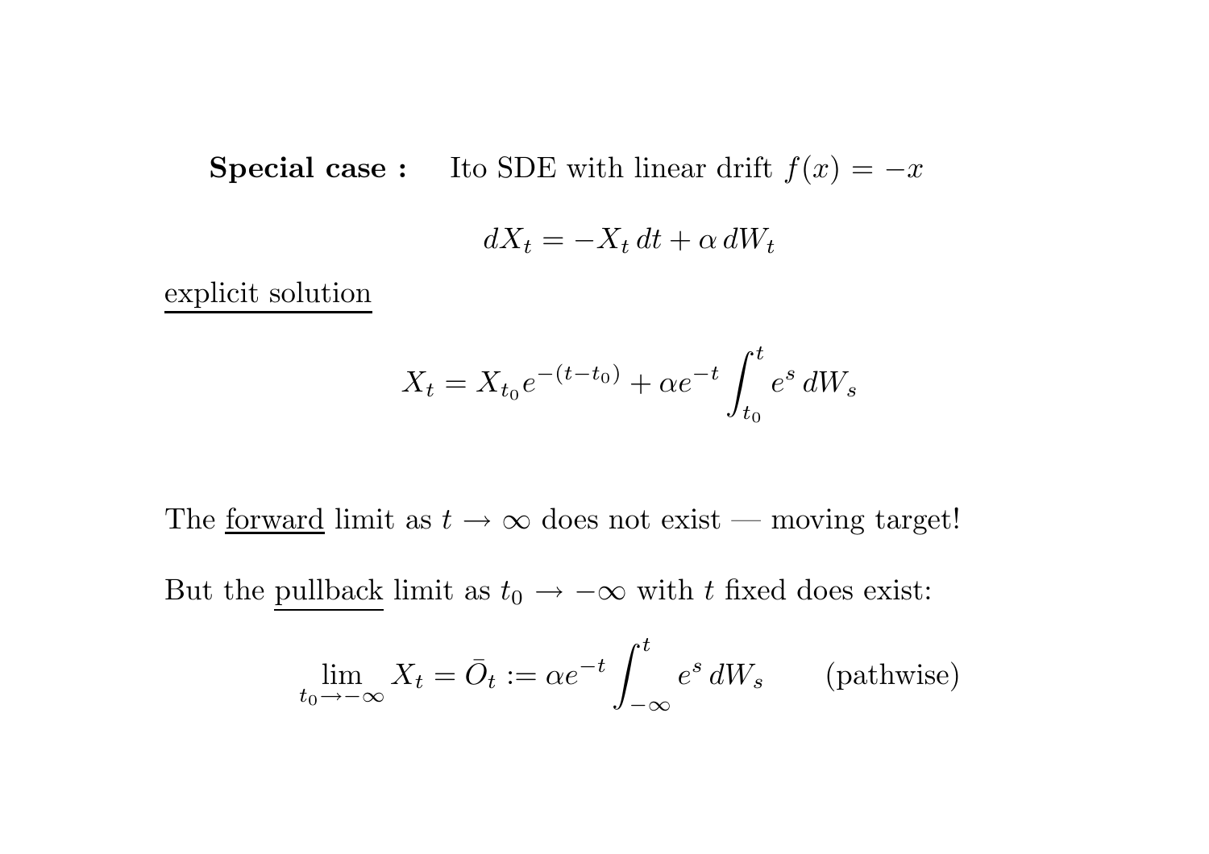**Special case :** Ito SDE with linear drift $f(x) = -x$

$$dX_t = -X_t\,dt + \alpha\,dW_t$$

<u>explicit solution</u>

$$X_t = X_{t_0} e^{-(t-t_0)} + \alpha e^{-t} \int_{t_0}^{t} e^s\,dW_s$$

The <u>forward</u> limit as $t \to \infty$ does not exist — moving target!

But the <u>pullback</u> limit as $t_0 \to -\infty$ with $t$ fixed does exist:

$$\lim_{t_0 \to -\infty} X_t = \bar{O}_t := \alpha e^{-t} \int_{-\infty}^{t} e^s\,dW_s \qquad \text{(pathwise)}$$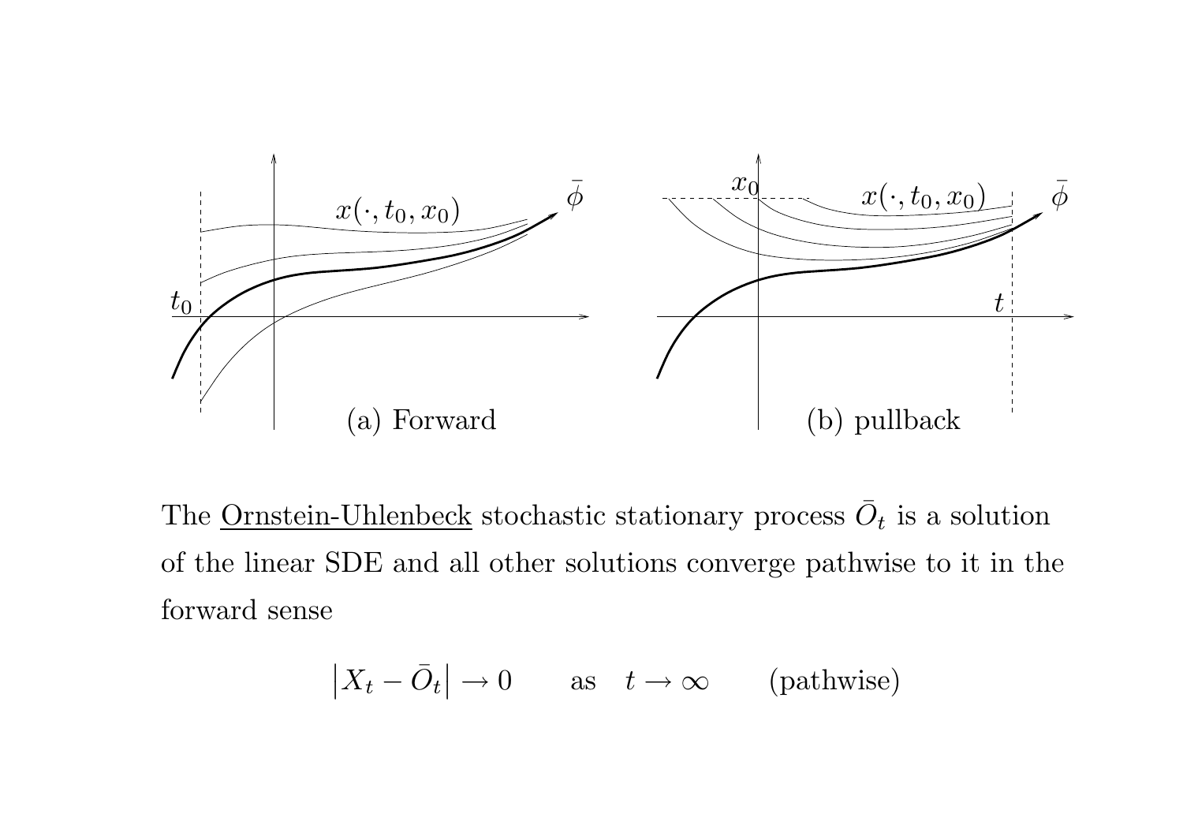(a) Forward

(b) pullback

The <u>Ornstein-Uhlenbeck</u> stochastic stationary process $\bar{O}_t$ is a solution of the linear SDE and all other solutions converge pathwise to it in the forward sense

$$\left| X_t - \bar{O}_t \right| \to 0 \qquad \text{as} \quad t \to \infty \qquad \text{(pathwise)}$$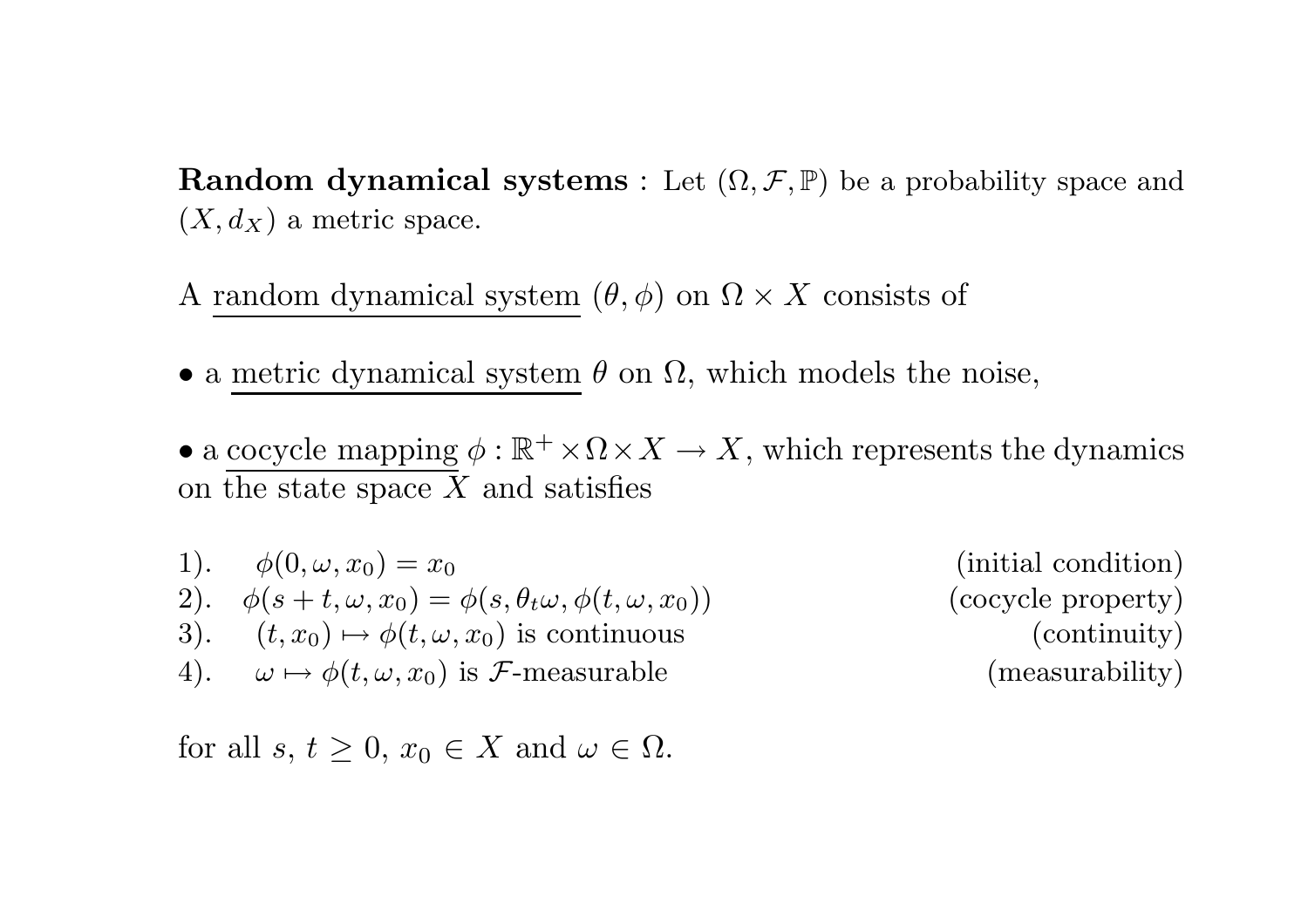**Random dynamical systems** : Let $(\Omega, \mathcal{F}, \mathbb{P})$ be a probability space and $(X, d_X)$ a metric space.

A random dynamical system $(\theta, \phi)$ on $\Omega \times X$ consists of

- a metric dynamical system $\theta$ on $\Omega$, which models the noise,

- a cocycle mapping $\phi : \mathbb{R}^+ \times \Omega \times X \to X$, which represents the dynamics on the state space $X$ and satisfies

1). $\quad \phi(0, \omega, x_0) = x_0$ (initial condition)

2). $\quad \phi(s + t, \omega, x_0) = \phi(s, \theta_t \omega, \phi(t, \omega, x_0))$ (cocycle property)

3). $\quad (t, x_0) \mapsto \phi(t, \omega, x_0)$ is continuous (continuity)

4). $\quad \omega \mapsto \phi(t, \omega, x_0)$ is $\mathcal{F}$-measurable (measurability)

for all $s$, $t \geq 0$, $x_0 \in X$ and $\omega \in \Omega$.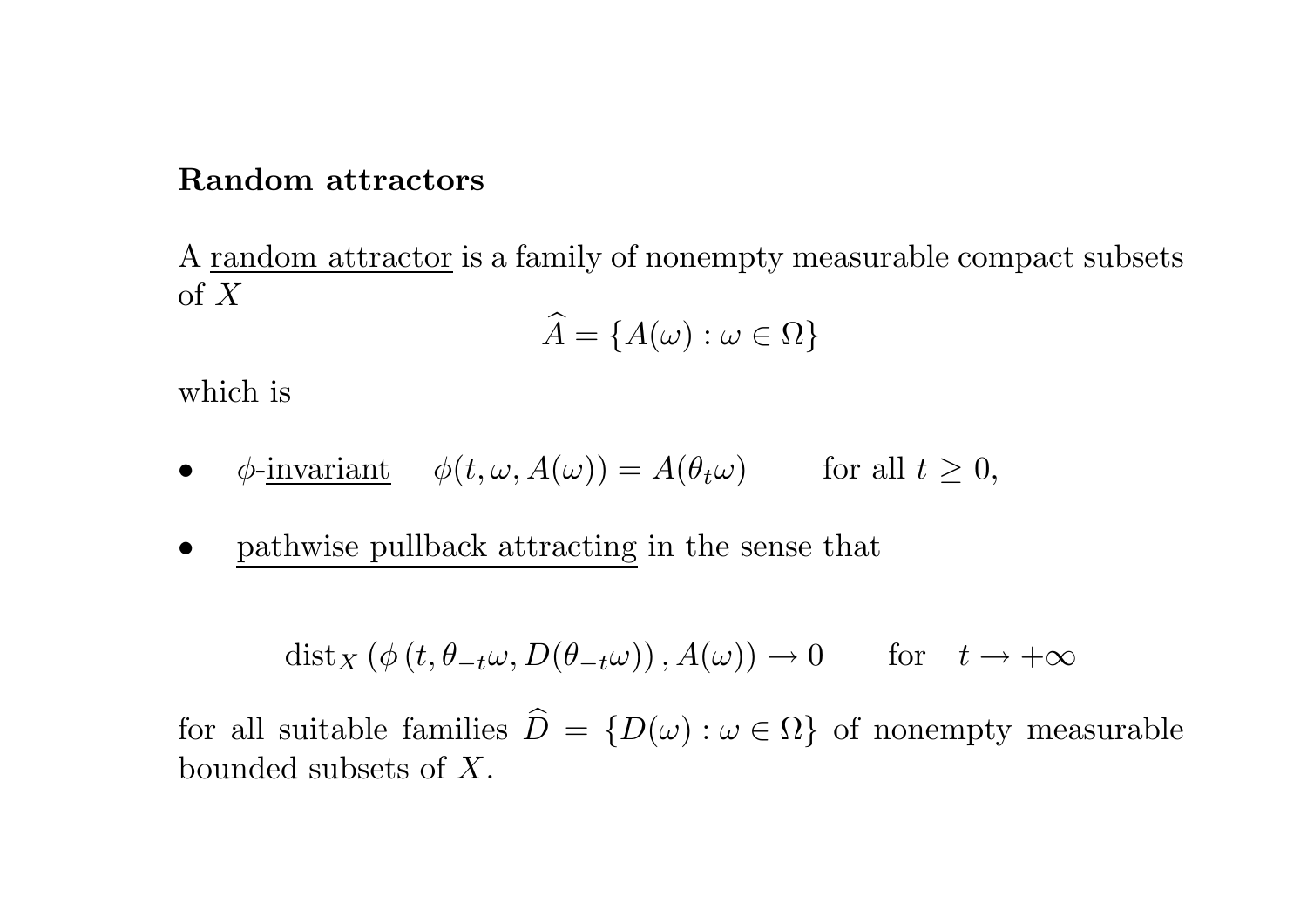**Random attractors**

A random attractor is a family of nonempty measurable compact subsets of $X$

$$\widehat{A} = \{A(\omega) : \omega \in \Omega\}$$

which is

- $\phi$-invariant $\quad \phi(t, \omega, A(\omega)) = A(\theta_t \omega) \qquad$ for all $t \geq 0$,

- pathwise pullback attracting in the sense that

$$\mathrm{dist}_X \left(\phi\left(t, \theta_{-t}\omega, D(\theta_{-t}\omega)\right), A(\omega)\right) \to 0 \qquad \text{for} \quad t \to +\infty$$

for all suitable families $\widehat{D} = \{D(\omega) : \omega \in \Omega\}$ of nonempty measurable bounded subsets of $X$.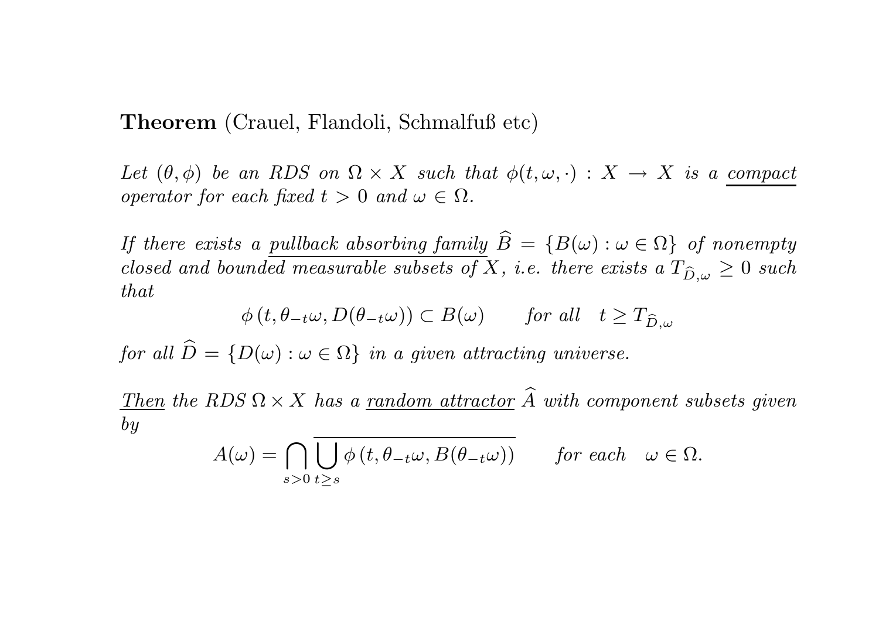**Theorem** (Crauel, Flandoli, Schmalfuß etc)

*Let $(\theta, \phi)$ be an RDS on $\Omega \times X$ such that $\phi(t, \omega, \cdot) : X \to X$ is a* <u>*compact*</u> *operator for each fixed $t > 0$ and $\omega \in \Omega$.*

*If there exists a* <u>*pullback absorbing family*</u> *$\widehat{B} = \{B(\omega) : \omega \in \Omega\}$ of nonempty closed and bounded measurable subsets of $X$, i.e. there exists a $T_{\widehat{D},\omega} \geq 0$ such that*

$$\phi\left(t, \theta_{-t}\omega, D(\theta_{-t}\omega)\right) \subset B(\omega) \qquad \text{for all} \quad t \geq T_{\widehat{D},\omega}$$

*for all $\widehat{D} = \{D(\omega) : \omega \in \Omega\}$ in a given attracting universe.*

<u>*Then*</u> *the RDS $\Omega \times X$ has a* <u>*random attractor*</u> *$\widehat{A}$ with component subsets given by*

$$A(\omega) = \bigcap_{s>0} \overline{\bigcup_{t \geq s} \phi\left(t, \theta_{-t}\omega, B(\theta_{-t}\omega)\right)} \qquad \text{for each} \quad \omega \in \Omega.$$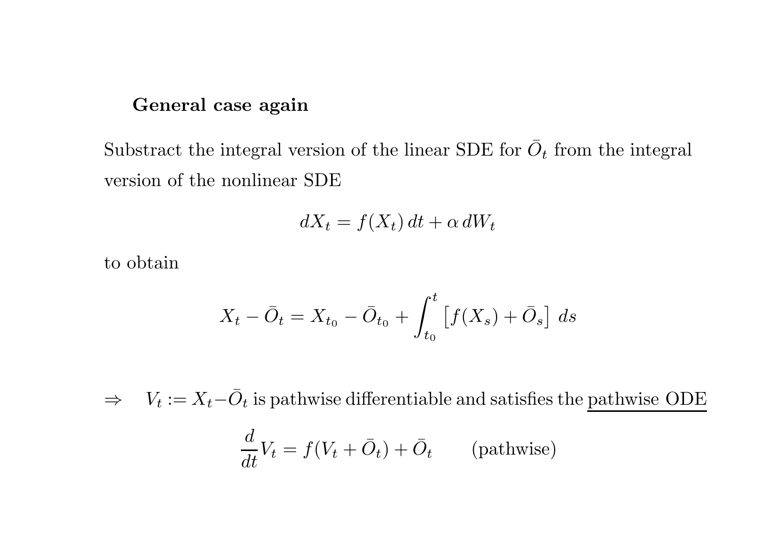### General case again

Substract the integral version of the linear SDE for $\bar{O}_t$ from the integral version of the nonlinear SDE

$$dX_t = f(X_t)\,dt + \alpha\,dW_t$$

to obtain

$$X_t - \bar{O}_t = X_{t_0} - \bar{O}_{t_0} + \int_{t_0}^{t} \left[ f(X_s) + \bar{O}_s \right]\,ds$$

$\Rightarrow \quad V_t := X_t - \bar{O}_t$ is pathwise differentiable and satisfies the <u>pathwise ODE</u>

$$\frac{d}{dt} V_t = f(V_t + \bar{O}_t) + \bar{O}_t \qquad \text{(pathwise)}$$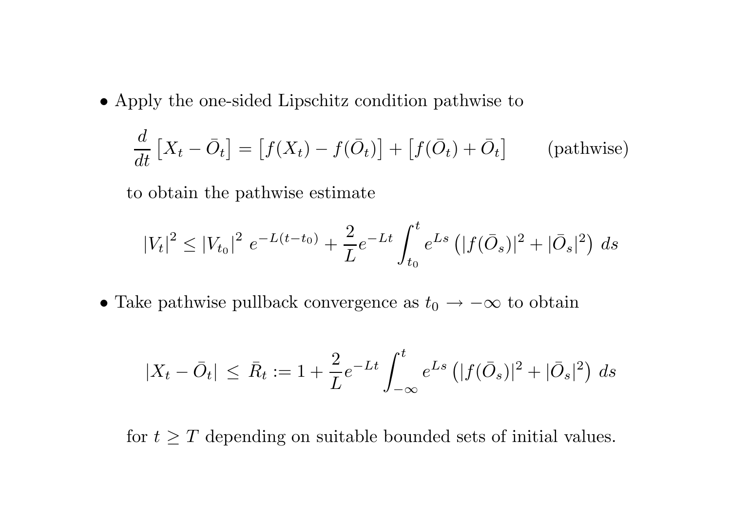- Apply the one-sided Lipschitz condition pathwise to

$$\frac{d}{dt}\left[X_t - \bar{O}_t\right] = \left[f(X_t) - f(\bar{O}_t)\right] + \left[f(\bar{O}_t) + \bar{O}_t\right] \qquad \text{(pathwise)}$$

  to obtain the pathwise estimate

$$|V_t|^2 \leq |V_{t_0}|^2 \; e^{-L(t-t_0)} + \frac{2}{L} e^{-Lt} \int_{t_0}^{t} e^{Ls} \left( |f(\bar{O}_s)|^2 + |\bar{O}_s|^2 \right) \, ds$$

- Take pathwise pullback convergence as $t_0 \to -\infty$ to obtain

$$|X_t - \bar{O}_t| \; \leq \; \bar{R}_t := 1 + \frac{2}{L} e^{-Lt} \int_{-\infty}^{t} e^{Ls} \left( |f(\bar{O}_s)|^2 + |\bar{O}_s|^2 \right) \, ds$$

  for $t \geq T$ depending on suitable bounded sets of initial values.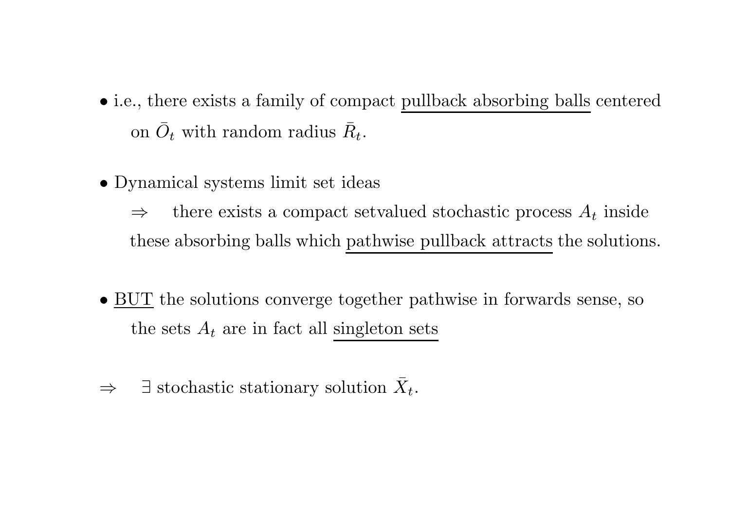- i.e., there exists a family of compact <u>pullback absorbing balls</u> centered on $\bar{O}_t$ with random radius $\bar{R}_t$.

- Dynamical systems limit set ideas

  $\Rightarrow$ there exists a compact setvalued stochastic process $A_t$ inside these absorbing balls which <u>pathwise pullback attracts</u> the solutions.

- <u>BUT</u> the solutions converge together pathwise in forwards sense, so the sets $A_t$ are in fact all <u>singleton sets</u>

$\Rightarrow$ $\exists$ stochastic stationary solution $\bar{X}_t$.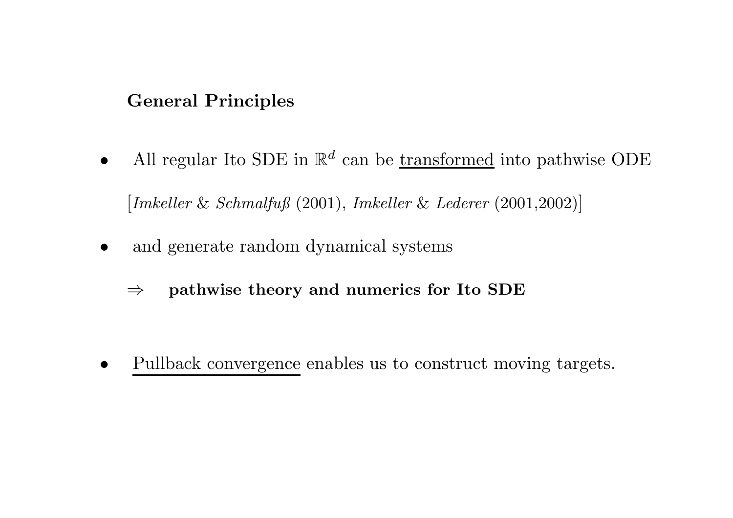**General Principles**

- All regular Ito SDE in $\mathbb{R}^d$ can be <u>transformed</u> into pathwise ODE

  [*Imkeller* & *Schmalfuß* (2001), *Imkeller* & *Lederer* (2001,2002)]

- and generate random dynamical systems

  $\Rightarrow$ **pathwise theory and numerics for Ito SDE**

- <u>Pullback convergence</u> enables us to construct moving targets.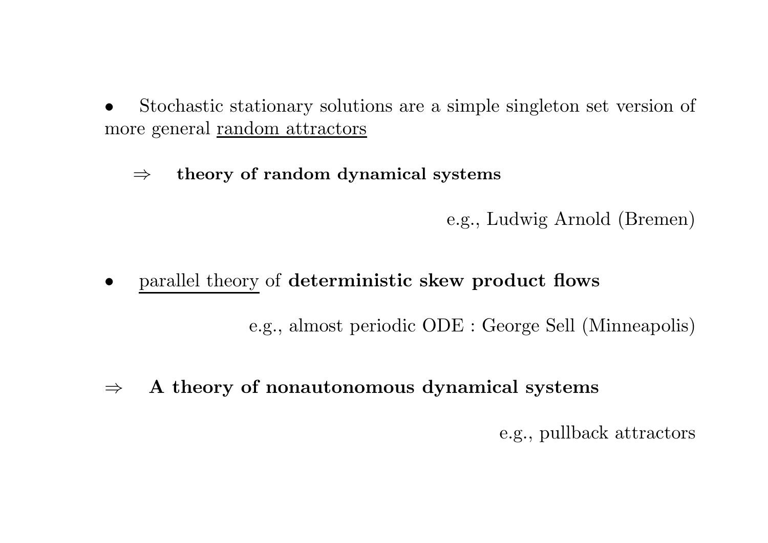- Stochastic stationary solutions are a simple singleton set version of more general <u>random attractors</u>

  $\Rightarrow$ **theory of random dynamical systems**

  e.g., Ludwig Arnold (Bremen)

- <u>parallel theory</u> of **deterministic skew product flows**

  e.g., almost periodic ODE : George Sell (Minneapolis)

$\Rightarrow$ **A theory of nonautonomous dynamical systems**

e.g., pullback attractors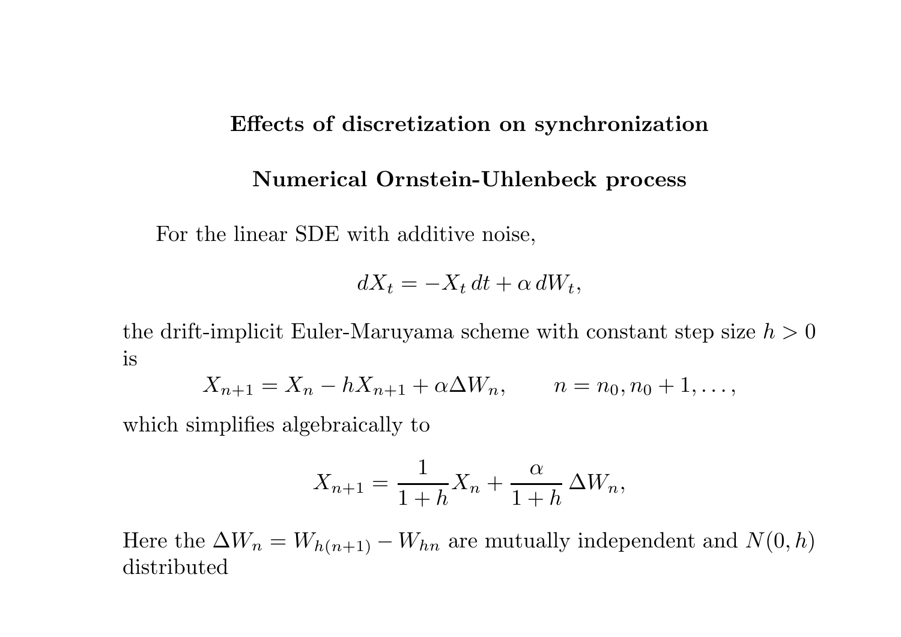## Effects of discretization on synchronization

### Numerical Ornstein-Uhlenbeck process

For the linear SDE with additive noise,

$$dX_t = -X_t\,dt + \alpha\,dW_t,$$

the drift-implicit Euler-Maruyama scheme with constant step size $h > 0$ is

$$X_{n+1} = X_n - hX_{n+1} + \alpha \Delta W_n, \qquad n = n_0, n_0 + 1, \ldots,$$

which simplifies algebraically to

$$X_{n+1} = \frac{1}{1+h} X_n + \frac{\alpha}{1+h}\,\Delta W_n,$$

Here the $\Delta W_n = W_{h(n+1)} - W_{hn}$ are mutually independent and $N(0, h)$ distributed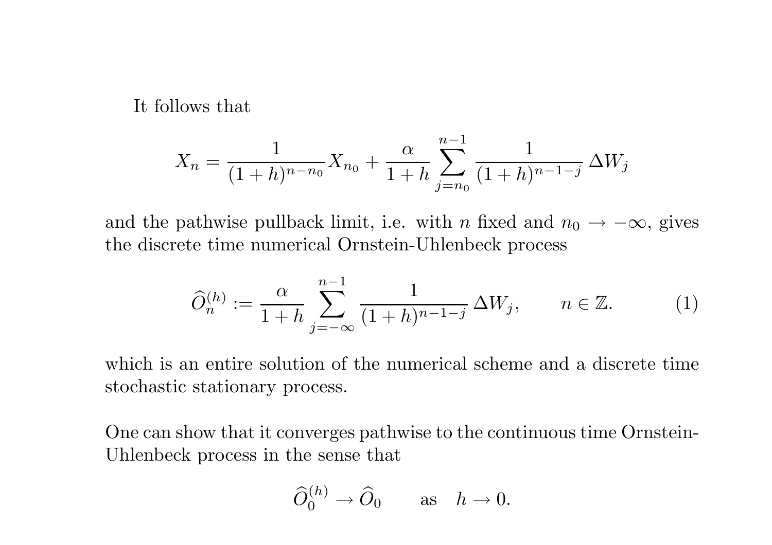It follows that

$$X_n = \frac{1}{(1+h)^{n-n_0}} X_{n_0} + \frac{\alpha}{1+h} \sum_{j=n_0}^{n-1} \frac{1}{(1+h)^{n-1-j}} \, \Delta W_j$$

and the pathwise pullback limit, i.e. with $n$ fixed and $n_0 \to -\infty$, gives the discrete time numerical Ornstein-Uhlenbeck process

$$\widehat{O}_n^{(h)} := \frac{\alpha}{1+h} \sum_{j=-\infty}^{n-1} \frac{1}{(1+h)^{n-1-j}} \, \Delta W_j, \qquad n \in \mathbb{Z}. \tag{1}$$

which is an entire solution of the numerical scheme and a discrete time stochastic stationary process.

One can show that it converges pathwise to the continuous time Ornstein-Uhlenbeck process in the sense that

$$\widehat{O}_0^{(h)} \to \widehat{O}_0 \qquad \text{as} \quad h \to 0.$$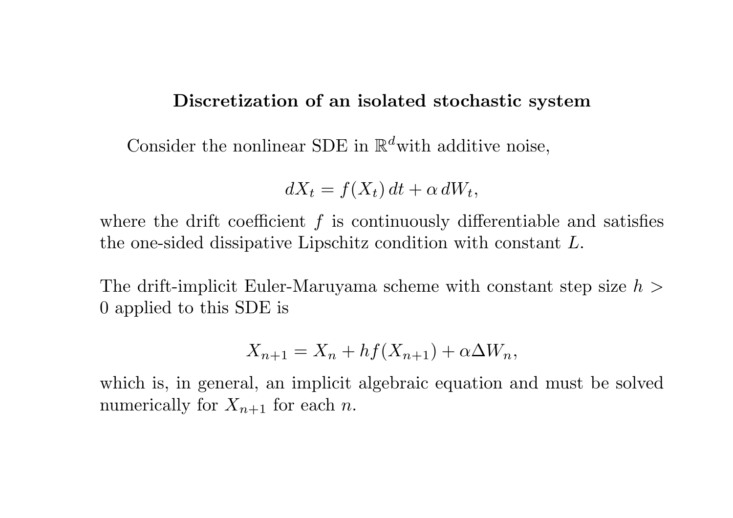**Discretization of an isolated stochastic system**

Consider the nonlinear SDE in $\mathbb{R}^d$with additive noise,

$$dX_t = f(X_t)\,dt + \alpha\,dW_t,$$

where the drift coefficient $f$ is continuously differentiable and satisfies the one-sided dissipative Lipschitz condition with constant $L$.

The drift-implicit Euler-Maruyama scheme with constant step size $h > 0$ applied to this SDE is

$$X_{n+1} = X_n + hf(X_{n+1}) + \alpha \Delta W_n,$$

which is, in general, an implicit algebraic equation and must be solved numerically for $X_{n+1}$ for each $n$.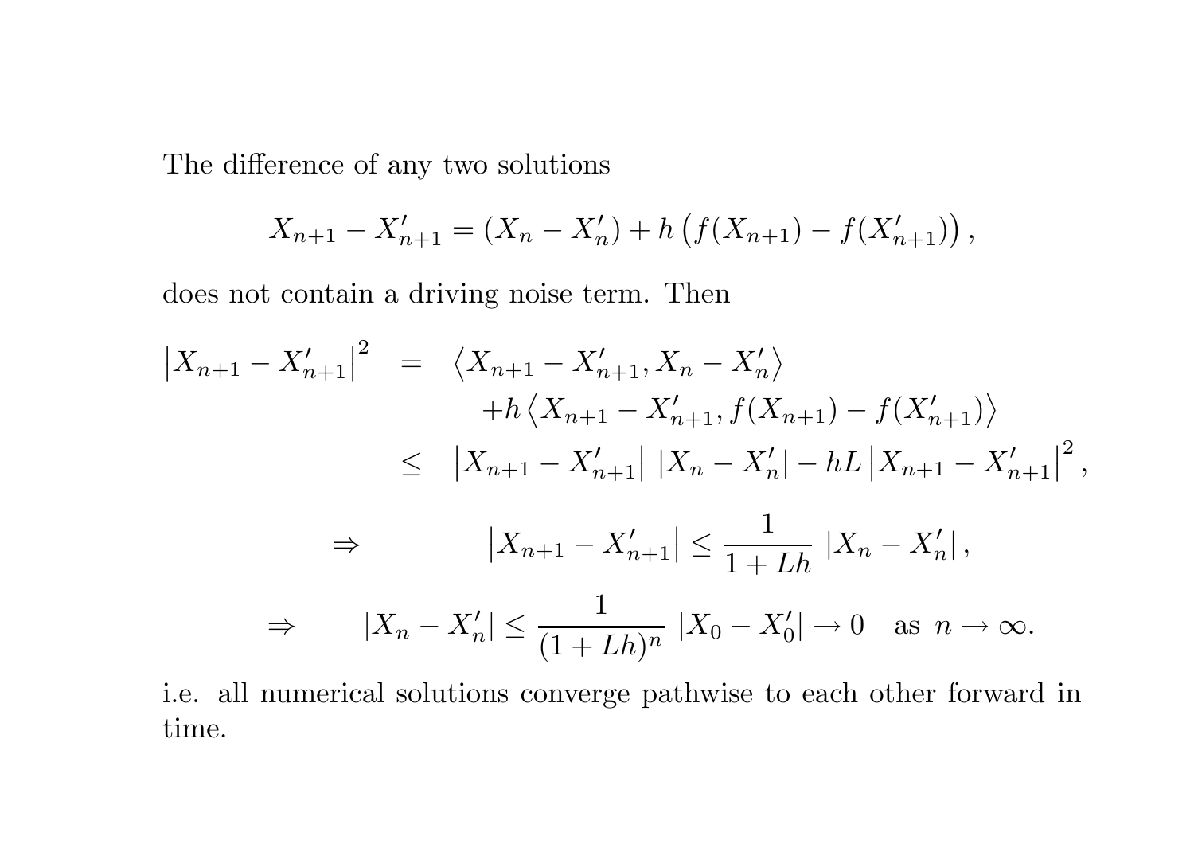The difference of any two solutions

$$X_{n+1} - X'_{n+1} = (X_n - X'_n) + h\left(f(X_{n+1}) - f(X'_{n+1})\right),$$

does not contain a driving noise term. Then

$$\begin{aligned}
\left|X_{n+1} - X'_{n+1}\right|^2 &= \left\langle X_{n+1} - X'_{n+1}, X_n - X'_n \right\rangle \\
&\quad + h\left\langle X_{n+1} - X'_{n+1}, f(X_{n+1}) - f(X'_{n+1}) \right\rangle \\
&\leq \left|X_{n+1} - X'_{n+1}\right| \, \left|X_n - X'_n\right| - hL\left|X_{n+1} - X'_{n+1}\right|^2,
\end{aligned}$$

$$\Rightarrow \qquad \left|X_{n+1} - X'_{n+1}\right| \leq \frac{1}{1+Lh} \, \left|X_n - X'_n\right|,$$

$$\Rightarrow \qquad \left|X_n - X'_n\right| \leq \frac{1}{(1+Lh)^n} \, \left|X_0 - X'_0\right| \to 0 \quad \text{as } n \to \infty.$$

i.e. all numerical solutions converge pathwise to each other forward in time.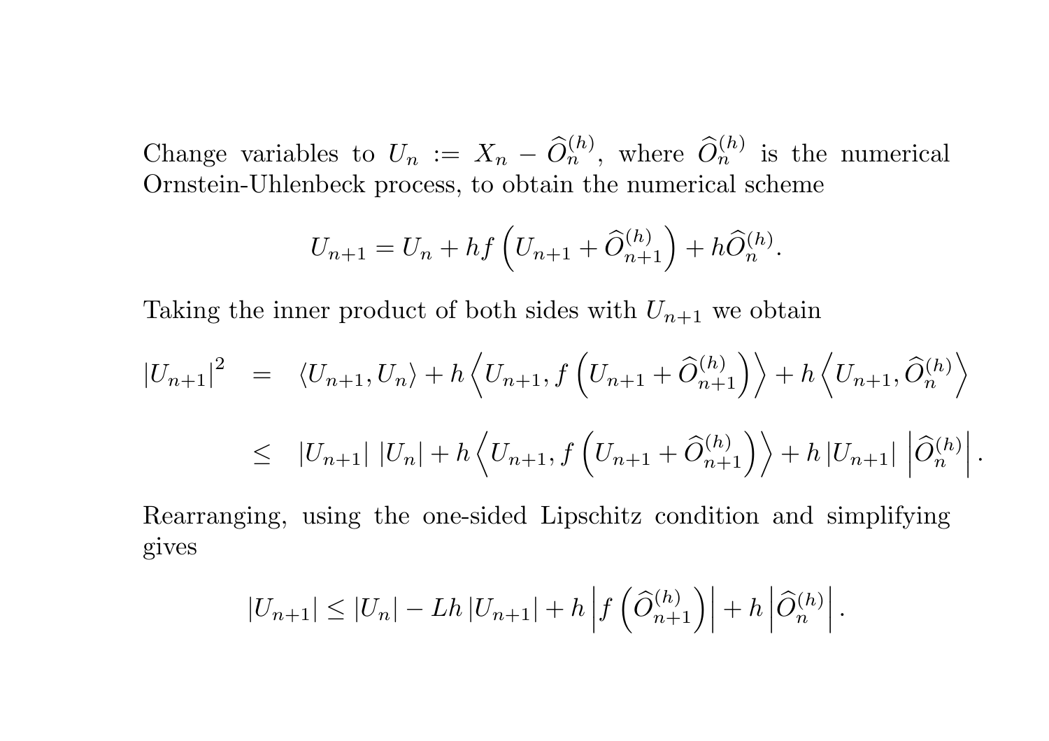Change variables to $U_n := X_n - \widehat{O}_n^{(h)}$, where $\widehat{O}_n^{(h)}$ is the numerical Ornstein-Uhlenbeck process, to obtain the numerical scheme

$$U_{n+1} = U_n + hf\left(U_{n+1} + \widehat{O}_{n+1}^{(h)}\right) + h\widehat{O}_n^{(h)}.$$

Taking the inner product of both sides with $U_{n+1}$ we obtain

$$\begin{aligned}
\left|U_{n+1}\right|^2 &= \langle U_{n+1}, U_n \rangle + h\left\langle U_{n+1}, f\left(U_{n+1} + \widehat{O}_{n+1}^{(h)}\right)\right\rangle + h\left\langle U_{n+1}, \widehat{O}_n^{(h)}\right\rangle \\
&\leq \left|U_{n+1}\right| \left|U_n\right| + h\left\langle U_{n+1}, f\left(U_{n+1} + \widehat{O}_{n+1}^{(h)}\right)\right\rangle + h\left|U_{n+1}\right| \left|\widehat{O}_n^{(h)}\right|.
\end{aligned}$$

Rearranging, using the one-sided Lipschitz condition and simplifying gives

$$\left|U_{n+1}\right| \leq \left|U_n\right| - Lh\left|U_{n+1}\right| + h\left|f\left(\widehat{O}_{n+1}^{(h)}\right)\right| + h\left|\widehat{O}_n^{(h)}\right|.$$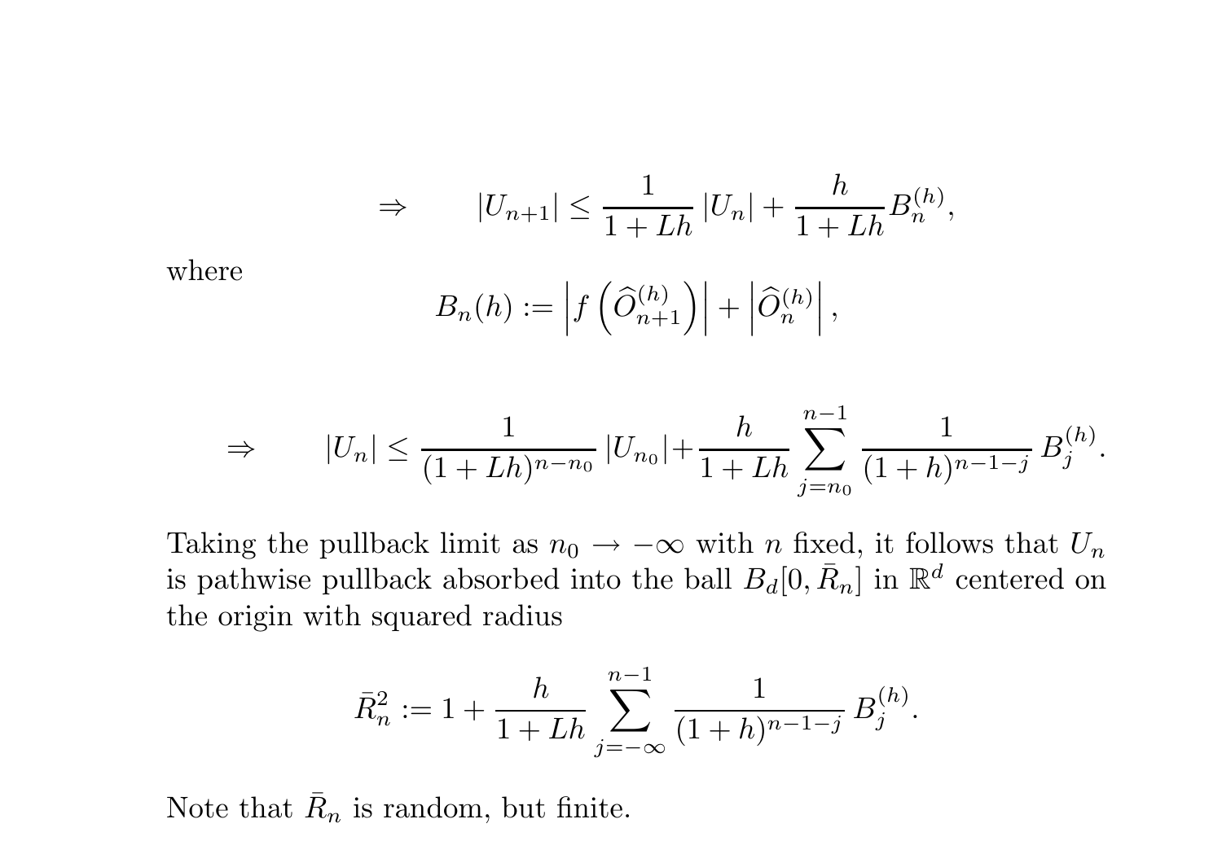$$\Rightarrow \qquad |U_{n+1}| \le \frac{1}{1+Lh}\,|U_n| + \frac{h}{1+Lh} B_n^{(h)},$$

where

$$B_n(h) := \left| f\left(\widehat{O}_{n+1}^{(h)}\right)\right| + \left|\widehat{O}_n^{(h)}\right|,$$

$$\Rightarrow \qquad |U_n| \le \frac{1}{(1+Lh)^{n-n_0}}\,|U_{n_0}| + \frac{h}{1+Lh} \sum_{j=n_0}^{n-1} \frac{1}{(1+h)^{n-1-j}}\, B_j^{(h)}.$$

Taking the pullback limit as $n_0 \to -\infty$ with $n$ fixed, it follows that $U_n$ is pathwise pullback absorbed into the ball $B_d[0, \bar{R}_n]$ in $\mathbb{R}^d$ centered on the origin with squared radius

$$\bar{R}_n^2 := 1 + \frac{h}{1+Lh} \sum_{j=-\infty}^{n-1} \frac{1}{(1+h)^{n-1-j}}\, B_j^{(h)}.$$

Note that $\bar{R}_n$ is random, but finite.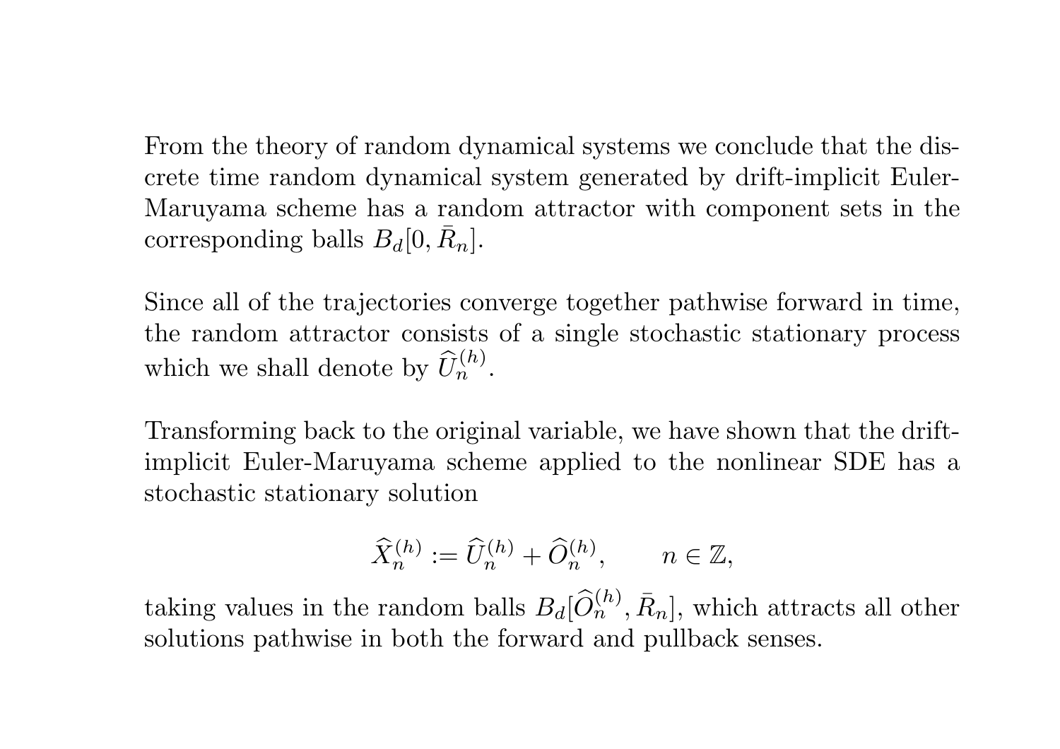From the theory of random dynamical systems we conclude that the discrete time random dynamical system generated by drift-implicit Euler-Maruyama scheme has a random attractor with component sets in the corresponding balls $B_d[0, \bar{R}_n]$.

Since all of the trajectories converge together pathwise forward in time, the random attractor consists of a single stochastic stationary process which we shall denote by $\widehat{U}_n^{(h)}$.

Transforming back to the original variable, we have shown that the drift-implicit Euler-Maruyama scheme applied to the nonlinear SDE has a stochastic stationary solution

$$\widehat{X}_n^{(h)} := \widehat{U}_n^{(h)} + \widehat{O}_n^{(h)}, \qquad n \in \mathbb{Z},$$

taking values in the random balls $B_d[\widehat{O}_n^{(h)}, \bar{R}_n]$, which attracts all other solutions pathwise in both the forward and pullback senses.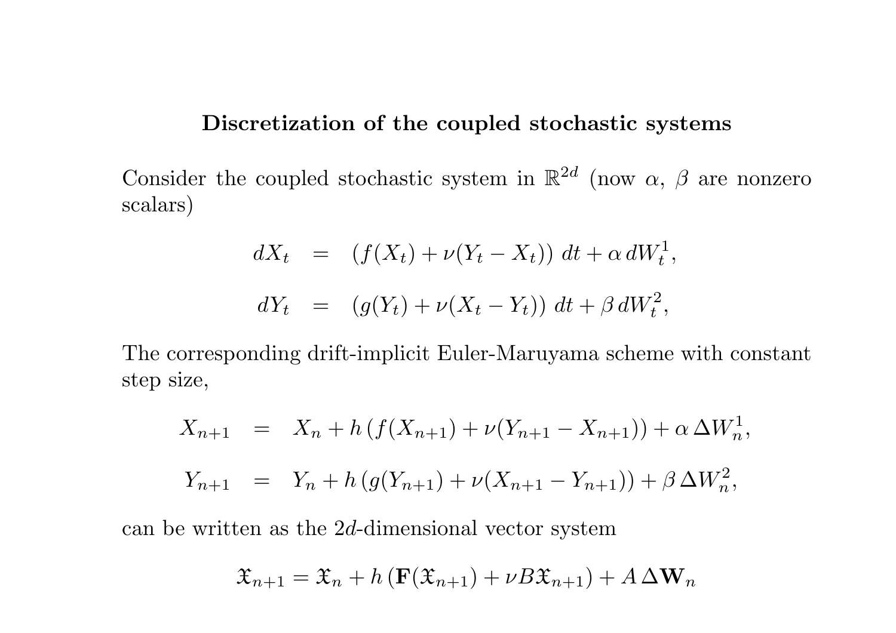## Discretization of the coupled stochastic systems

Consider the coupled stochastic system in $\mathbb{R}^{2d}$ (now $\alpha$, $\beta$ are nonzero scalars)

$$
\begin{aligned}
dX_t &= \left(f(X_t) + \nu(Y_t - X_t)\right)\, dt + \alpha\, dW_t^1, \\
dY_t &= \left(g(Y_t) + \nu(X_t - Y_t)\right)\, dt + \beta\, dW_t^2,
\end{aligned}
$$

The corresponding drift-implicit Euler-Maruyama scheme with constant step size,

$$
\begin{aligned}
X_{n+1} &= X_n + h\left(f(X_{n+1}) + \nu(Y_{n+1} - X_{n+1})\right) + \alpha\, \Delta W_n^1, \\
Y_{n+1} &= Y_n + h\left(g(Y_{n+1}) + \nu(X_{n+1} - Y_{n+1})\right) + \beta\, \Delta W_n^2,
\end{aligned}
$$

can be written as the $2d$-dimensional vector system

$$
\mathfrak{X}_{n+1} = \mathfrak{X}_n + h\left(\mathbf{F}(\mathfrak{X}_{n+1}) + \nu B \mathfrak{X}_{n+1}\right) + A\, \mathbf{\Delta W}_n
$$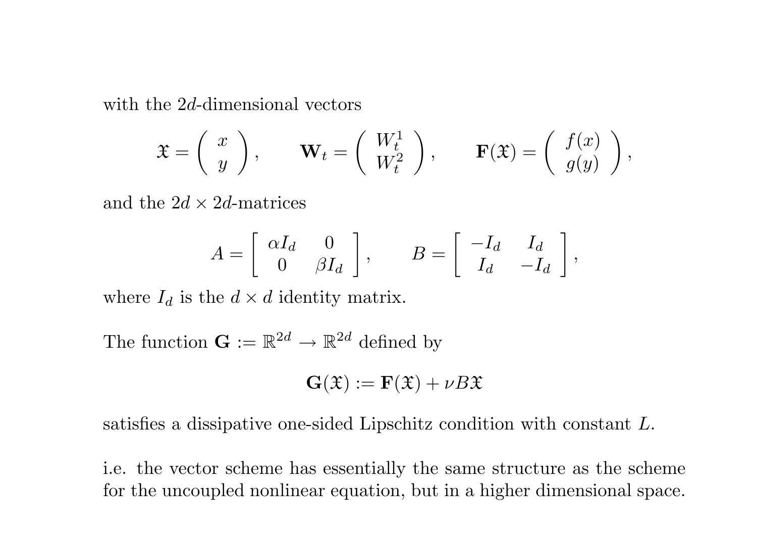with the $2d$-dimensional vectors

$$\mathfrak{X} = \left( \begin{array}{c} x \\ y \end{array} \right), \qquad \mathbf{W}_t = \left( \begin{array}{c} W_t^1 \\ W_t^2 \end{array} \right), \qquad \mathbf{F}(\mathfrak{X}) = \left( \begin{array}{c} f(x) \\ g(y) \end{array} \right),$$

and the $2d \times 2d$-matrices

$$A = \left[ \begin{array}{cc} \alpha I_d & 0 \\ 0 & \beta I_d \end{array} \right], \qquad B = \left[ \begin{array}{cc} -I_d & I_d \\ I_d & -I_d \end{array} \right],$$

where $I_d$ is the $d \times d$ identity matrix.

The function $\mathbf{G} := \mathbb{R}^{2d} \to \mathbb{R}^{2d}$ defined by

$$\mathbf{G}(\mathfrak{X}) := \mathbf{F}(\mathfrak{X}) + \nu B \mathfrak{X}$$

satisfies a dissipative one-sided Lipschitz condition with constant $L$.

i.e. the vector scheme has essentially the same structure as the scheme for the uncoupled nonlinear equation, but in a higher dimensional space.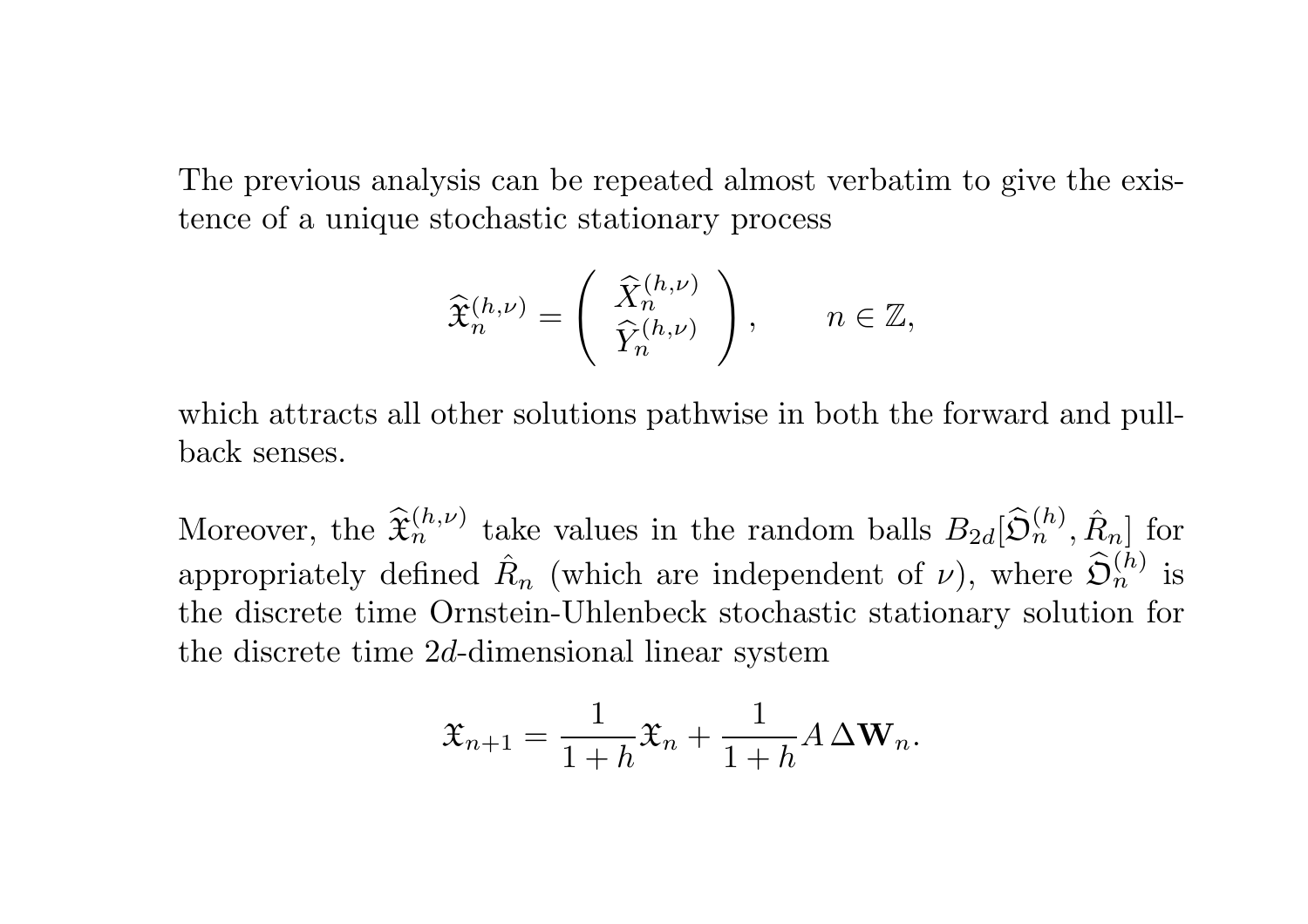The previous analysis can be repeated almost verbatim to give the existence of a unique stochastic stationary process

$$\widehat{\mathfrak{X}}_n^{(h,\nu)} = \begin{pmatrix} \widehat{X}_n^{(h,\nu)} \\ \widehat{Y}_n^{(h,\nu)} \end{pmatrix}, \qquad n \in \mathbb{Z},$$

which attracts all other solutions pathwise in both the forward and pullback senses.

Moreover, the $\widehat{\mathfrak{X}}_n^{(h,\nu)}$ take values in the random balls $B_{2d}[\widehat{\mathfrak{O}}_n^{(h)}, \hat{R}_n]$ for appropriately defined $\hat{R}_n$ (which are independent of $\nu$), where $\widehat{\mathfrak{O}}_n^{(h)}$ is the discrete time Ornstein-Uhlenbeck stochastic stationary solution for the discrete time $2d$-dimensional linear system

$$\mathfrak{X}_{n+1} = \frac{1}{1+h}\mathfrak{X}_n + \frac{1}{1+h} A\, \Delta\mathbf{W}_n.$$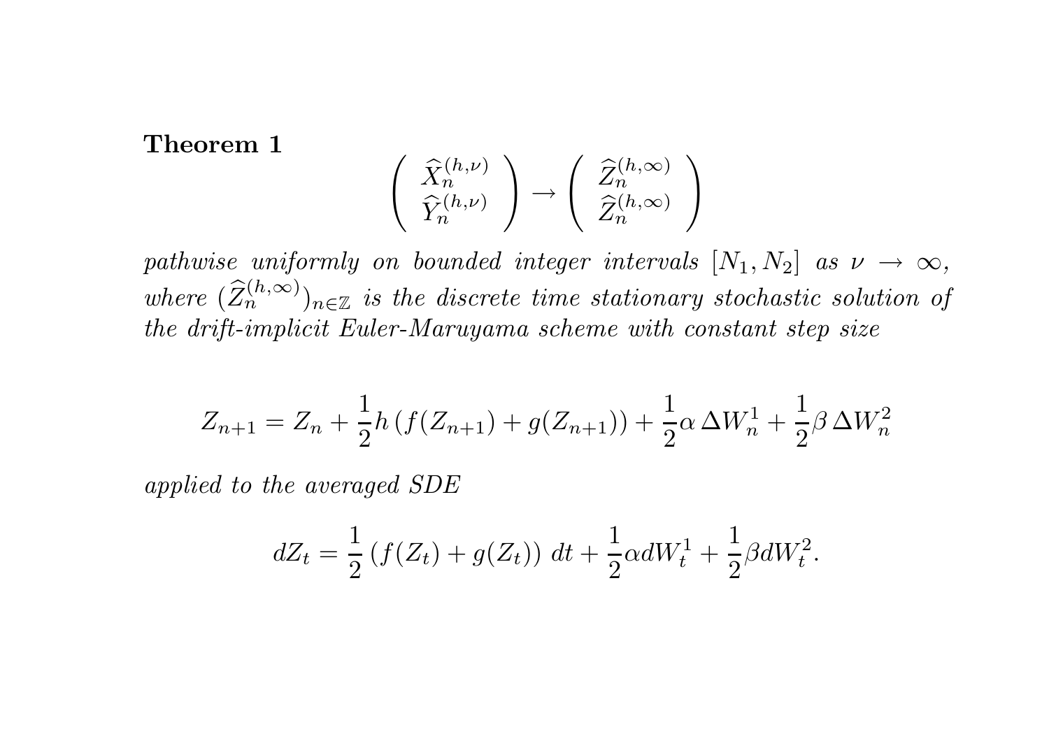**Theorem 1**

$$\begin{pmatrix} \widehat{X}_n^{(h,\nu)} \\ \widehat{Y}_n^{(h,\nu)} \end{pmatrix} \rightarrow \begin{pmatrix} \widehat{Z}_n^{(h,\infty)} \\ \widehat{Z}_n^{(h,\infty)} \end{pmatrix}$$

*pathwise uniformly on bounded integer intervals* $[N_1, N_2]$ *as* $\nu \to \infty$, *where* $(\widehat{Z}_n^{(h,\infty)})_{n\in\mathbb{Z}}$ *is the discrete time stationary stochastic solution of the drift-implicit Euler-Maruyama scheme with constant step size*

$$Z_{n+1} = Z_n + \frac{1}{2} h \left( f(Z_{n+1}) + g(Z_{n+1}) \right) + \frac{1}{2} \alpha \, \Delta W_n^1 + \frac{1}{2} \beta \, \Delta W_n^2$$

*applied to the averaged SDE*

$$dZ_t = \frac{1}{2} \left( f(Z_t) + g(Z_t) \right) \, dt + \frac{1}{2} \alpha dW_t^1 + \frac{1}{2} \beta dW_t^2.$$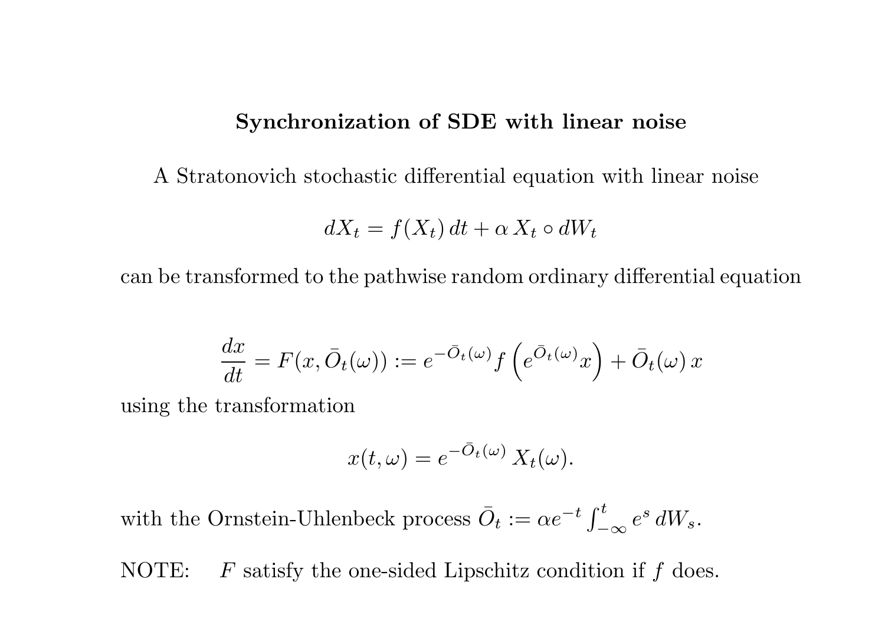## Synchronization of SDE with linear noise

A Stratonovich stochastic differential equation with linear noise

$$dX_t = f(X_t)\,dt + \alpha\, X_t \circ dW_t$$

can be transformed to the pathwise random ordinary differential equation

$$\frac{dx}{dt} = F(x, \bar{O}_t(\omega)) := e^{-\bar{O}_t(\omega)} f\left(e^{\bar{O}_t(\omega)} x\right) + \bar{O}_t(\omega)\, x$$

using the transformation

$$x(t,\omega) = e^{-\bar{O}_t(\omega)}\, X_t(\omega).$$

with the Ornstein-Uhlenbeck process $\bar{O}_t := \alpha e^{-t} \int_{-\infty}^{t} e^{s}\, dW_s$.

NOTE: $F$ satisfy the one-sided Lipschitz condition if $f$ does.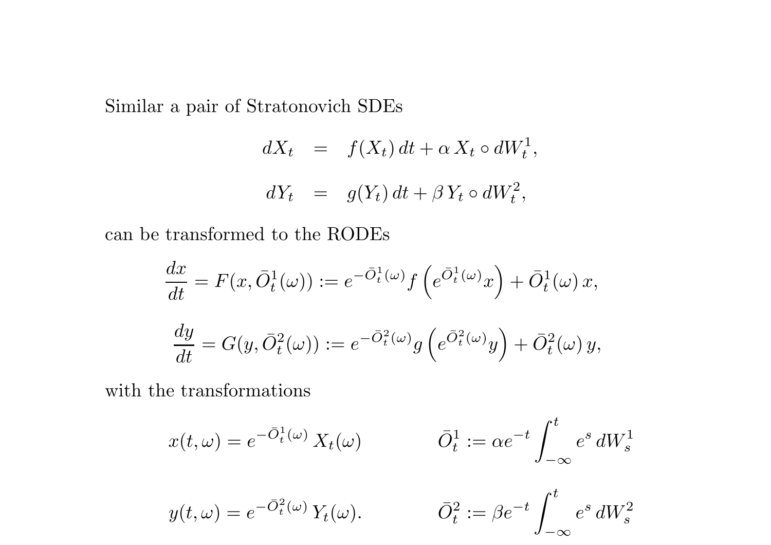Similar a pair of Stratonovich SDEs

$$
\begin{aligned}
dX_t &= f(X_t)\,dt + \alpha\, X_t \circ dW_t^1, \\
dY_t &= g(Y_t)\,dt + \beta\, Y_t \circ dW_t^2,
\end{aligned}
$$

can be transformed to the RODEs

$$
\frac{dx}{dt} = F(x, \bar{O}_t^1(\omega)) := e^{-\bar{O}_t^1(\omega)} f\left(e^{\bar{O}_t^1(\omega)} x\right) + \bar{O}_t^1(\omega)\, x,
$$

$$
\frac{dy}{dt} = G(y, \bar{O}_t^2(\omega)) := e^{-\bar{O}_t^2(\omega)} g\left(e^{\bar{O}_t^2(\omega)} y\right) + \bar{O}_t^2(\omega)\, y,
$$

with the transformations

$$
x(t,\omega) = e^{-\bar{O}_t^1(\omega)}\, X_t(\omega) \qquad\qquad \bar{O}_t^1 := \alpha e^{-t} \int_{-\infty}^{t} e^s \, dW_s^1
$$

$$
y(t,\omega) = e^{-\bar{O}_t^2(\omega)}\, Y_t(\omega). \qquad\qquad \bar{O}_t^2 := \beta e^{-t} \int_{-\infty}^{t} e^s \, dW_s^2
$$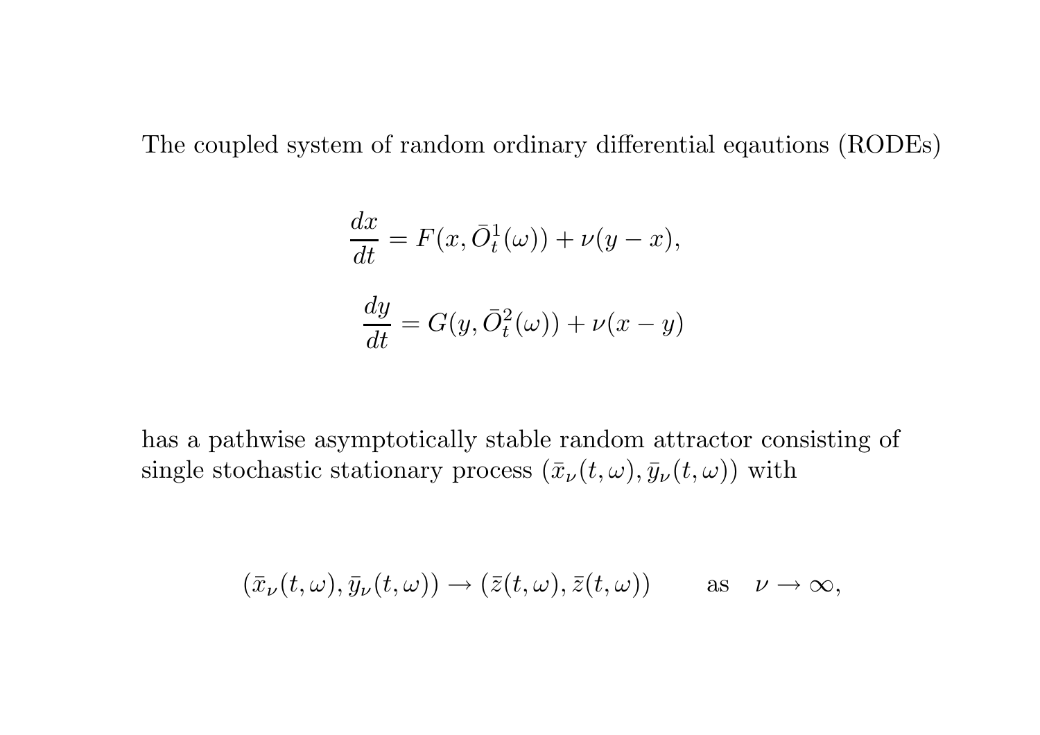The coupled system of random ordinary differential eqautions (RODEs)

$$\frac{dx}{dt} = F(x, \bar{O}_t^1(\omega)) + \nu(y - x),$$

$$\frac{dy}{dt} = G(y, \bar{O}_t^2(\omega)) + \nu(x - y)$$

has a pathwise asymptotically stable random attractor consisting of single stochastic stationary process $(\bar{x}_\nu(t, \omega), \bar{y}_\nu(t, \omega))$ with

$$(\bar{x}_\nu(t, \omega), \bar{y}_\nu(t, \omega)) \to (\bar{z}(t, \omega), \bar{z}(t, \omega)) \qquad \text{as} \quad \nu \to \infty,$$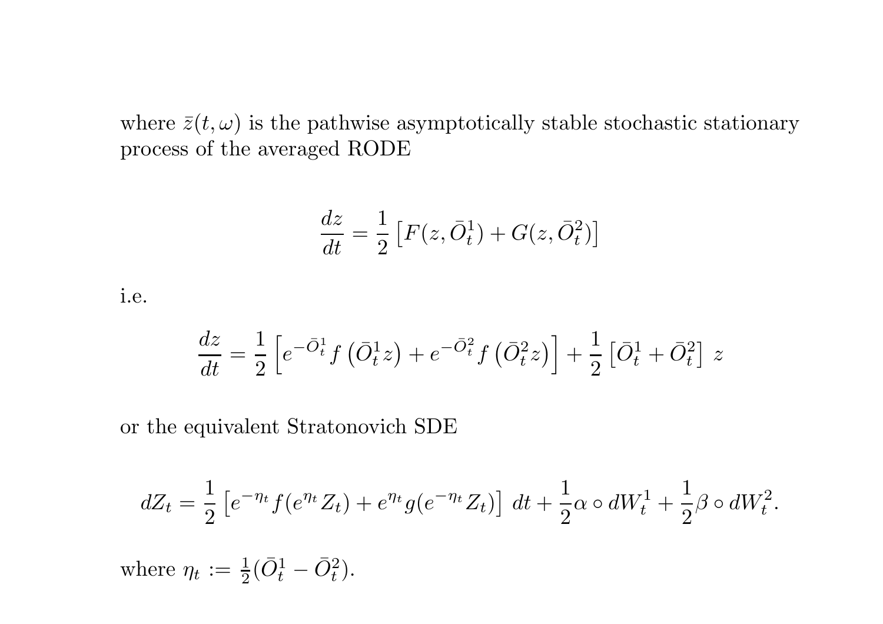where $\bar{z}(t,\omega)$ is the pathwise asymptotically stable stochastic stationary process of the averaged RODE

$$\frac{dz}{dt} = \frac{1}{2}\left[F(z,\bar{O}_t^1) + G(z,\bar{O}_t^2)\right]$$

i.e.

$$\frac{dz}{dt} = \frac{1}{2}\left[e^{-\bar{O}_t^1} f\left(\bar{O}_t^1 z\right) + e^{-\bar{O}_t^2} f\left(\bar{O}_t^2 z\right)\right] + \frac{1}{2}\left[\bar{O}_t^1 + \bar{O}_t^2\right]\, z$$

or the equivalent Stratonovich SDE

$$dZ_t = \frac{1}{2}\left[e^{-\eta_t} f(e^{\eta_t} Z_t) + e^{\eta_t} g(e^{-\eta_t} Z_t)\right]\, dt + \frac{1}{2}\alpha \circ dW_t^1 + \frac{1}{2}\beta \circ dW_t^2.$$

where $\eta_t := \frac{1}{2}(\bar{O}_t^1 - \bar{O}_t^2)$.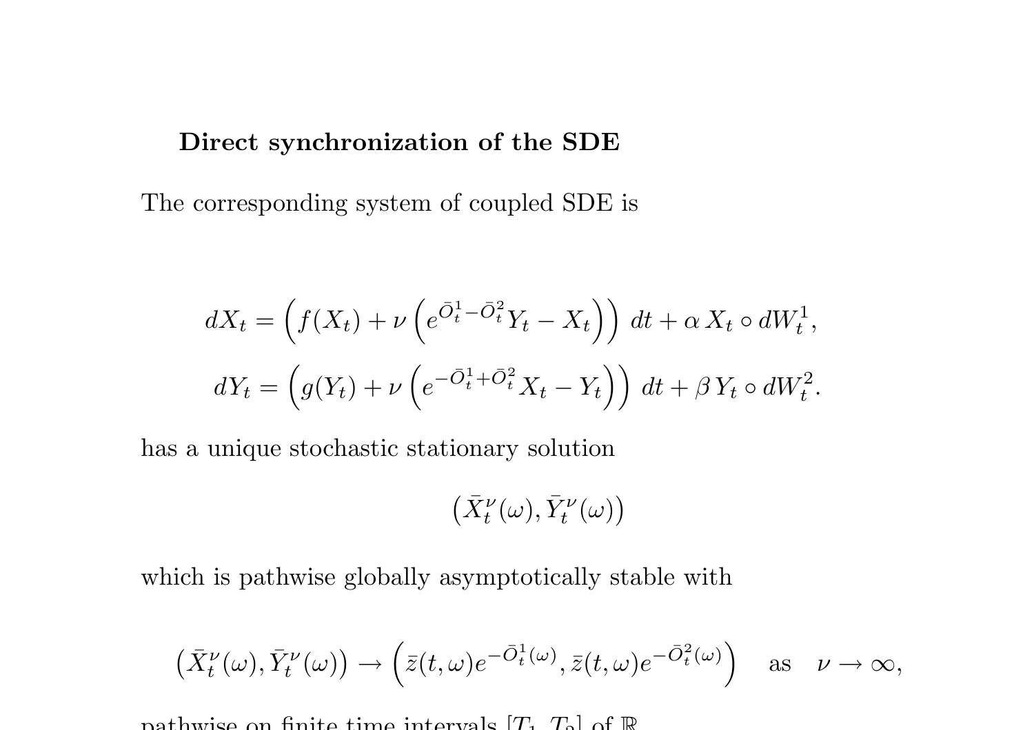**Direct synchronization of the SDE**

The corresponding system of coupled SDE is

$$dX_t = \left(f(X_t) + \nu\left(e^{\bar{O}_t^1 - \bar{O}_t^2} Y_t - X_t\right)\right) dt + \alpha\, X_t \circ dW_t^1,$$

$$dY_t = \left(g(Y_t) + \nu\left(e^{-\bar{O}_t^1 + \bar{O}_t^2} X_t - Y_t\right)\right) dt + \beta\, Y_t \circ dW_t^2.$$

has a unique stochastic stationary solution

$$\left(\bar{X}_t^\nu(\omega), \bar{Y}_t^\nu(\omega)\right)$$

which is pathwise globally asymptotically stable with

$$\left(\bar{X}_t^\nu(\omega), \bar{Y}_t^\nu(\omega)\right) \to \left(\bar{z}(t,\omega)e^{-\bar{O}_t^1(\omega)}, \bar{z}(t,\omega)e^{-\bar{O}_t^2(\omega)}\right) \quad \text{as} \quad \nu \to \infty,$$

pathwise on finite time intervals $[T_1, T_2]$ of $\mathbb{R}$.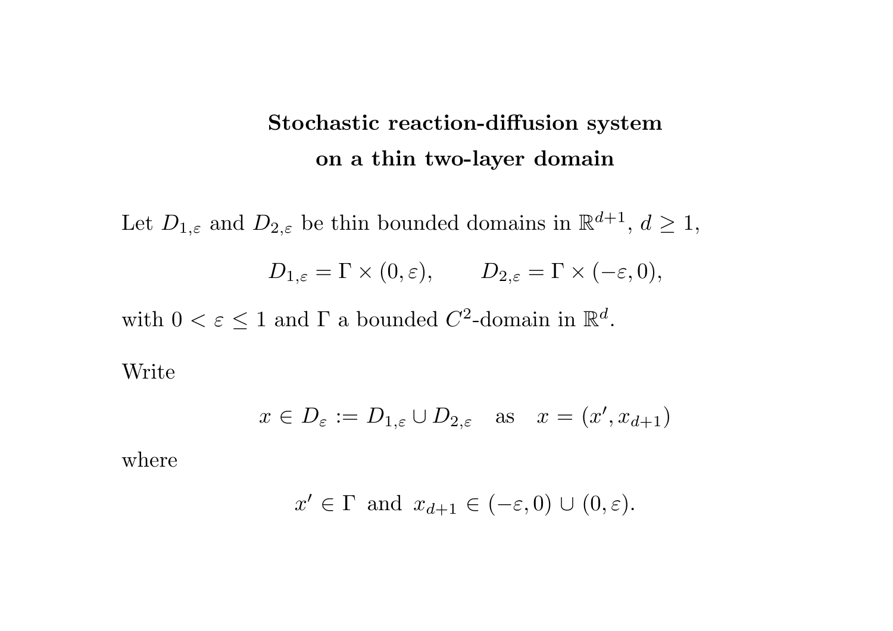# Stochastic reaction-diffusion system on a thin two-layer domain

Let $D_{1,\varepsilon}$ and $D_{2,\varepsilon}$ be thin bounded domains in $\mathbb{R}^{d+1}$, $d \geq 1$,

$$D_{1,\varepsilon} = \Gamma \times (0, \varepsilon), \qquad D_{2,\varepsilon} = \Gamma \times (-\varepsilon, 0),$$

with $0 < \varepsilon \leq 1$ and $\Gamma$ a bounded $C^2$-domain in $\mathbb{R}^d$.

Write

$$x \in D_\varepsilon := D_{1,\varepsilon} \cup D_{2,\varepsilon} \quad \text{as} \quad x = (x', x_{d+1})$$

where

$$x' \in \Gamma \text{ and } x_{d+1} \in (-\varepsilon, 0) \cup (0, \varepsilon).$$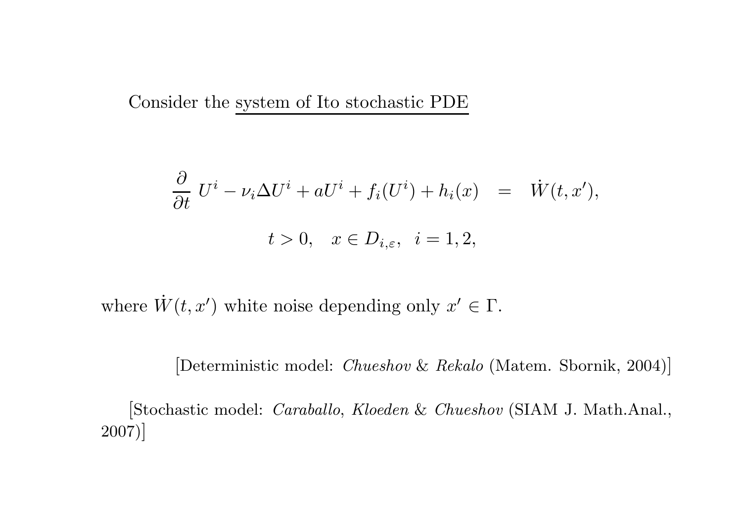Consider the system of Ito stochastic PDE

$$
\frac{\partial}{\partial t}\, U^i - \nu_i \Delta U^i + aU^i + f_i(U^i) + h_i(x) \quad = \quad \dot{W}(t, x'),
$$

$$
t > 0, \quad x \in D_{i,\varepsilon}, \quad i = 1, 2,
$$

where $\dot{W}(t, x')$ white noise depending only $x' \in \Gamma$.

[Deterministic model: *Chueshov* & *Rekalo* (Matem. Sbornik, 2004)]

[Stochastic model: *Caraballo*, *Kloeden* & *Chueshov* (SIAM J. Math.Anal., 2007)]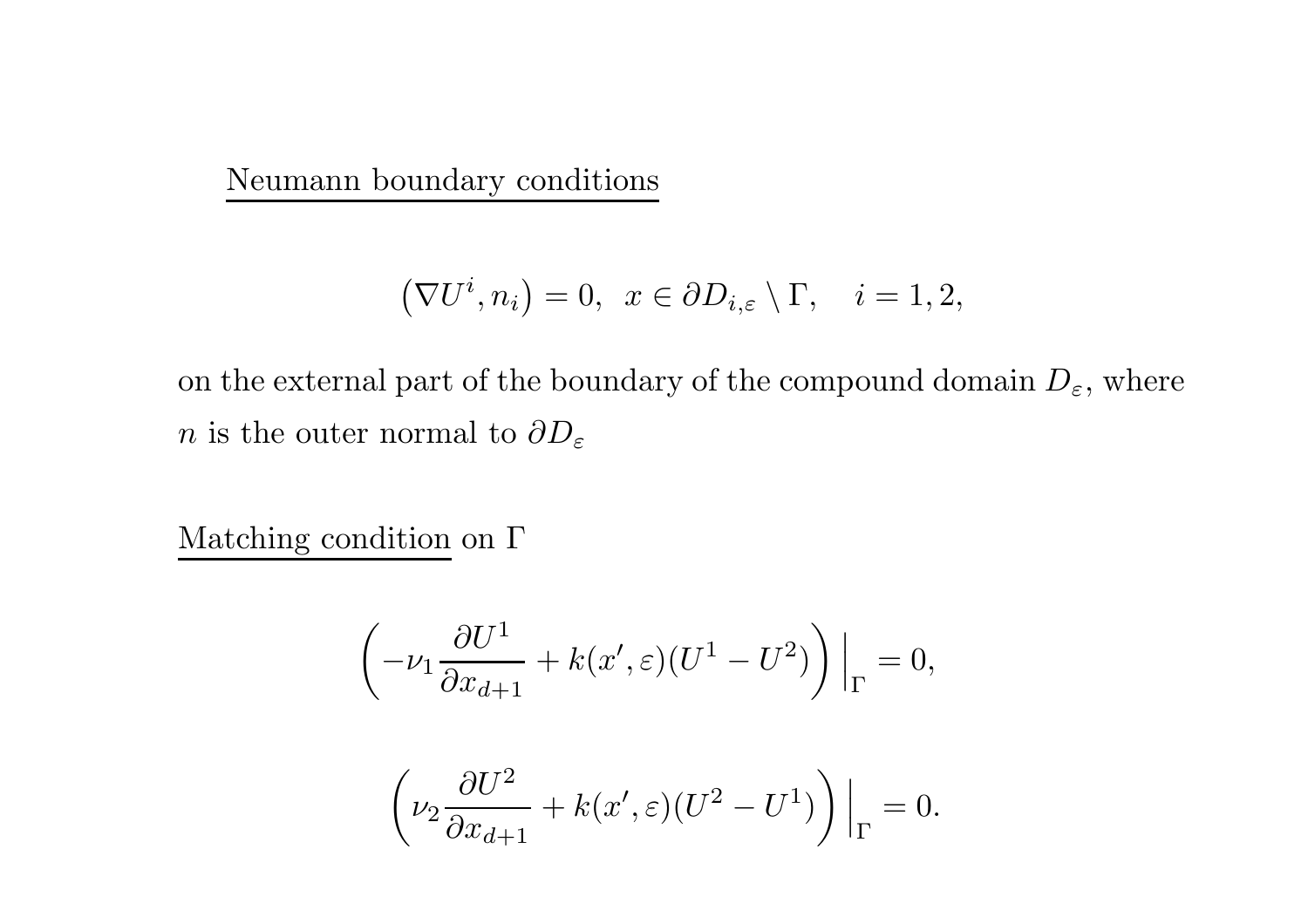<u>Neumann boundary conditions</u>

$$\left(\nabla U^i, n_i\right) = 0, \;\; x \in \partial D_{i,\varepsilon} \setminus \Gamma, \quad i = 1, 2,$$

on the external part of the boundary of the compound domain $D_\varepsilon$, where $n$ is the outer normal to $\partial D_\varepsilon$

<u>Matching condition</u> on $\Gamma$

$$\left(-\nu_1 \frac{\partial U^1}{\partial x_{d+1}} + k(x', \varepsilon)(U^1 - U^2)\right)\Big|_\Gamma = 0,$$

$$\left(\nu_2 \frac{\partial U^2}{\partial x_{d+1}} + k(x', \varepsilon)(U^2 - U^1)\right)\Big|_\Gamma = 0.$$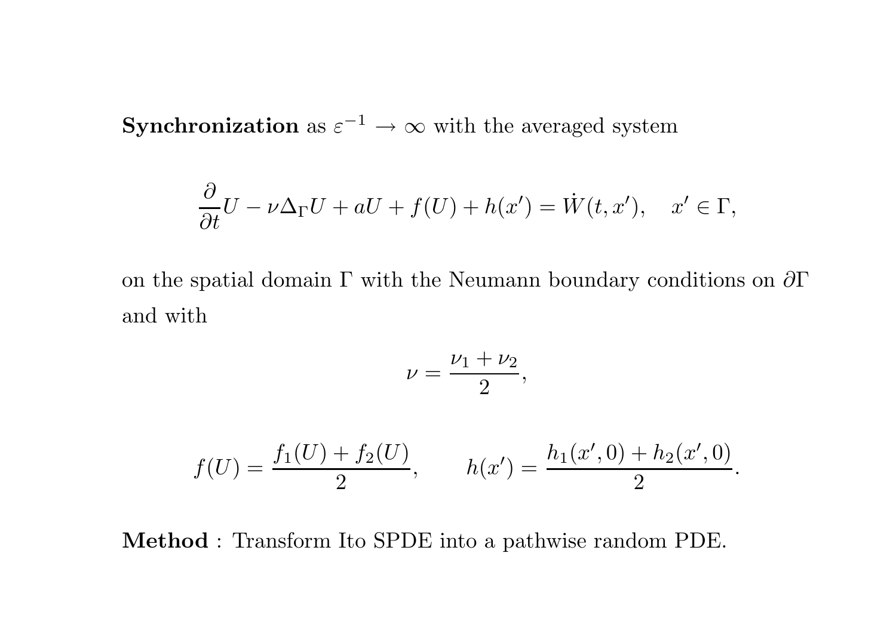**Synchronization** as $\varepsilon^{-1} \to \infty$ with the averaged system

$$\frac{\partial}{\partial t} U - \nu \Delta_\Gamma U + aU + f(U) + h(x') = \dot{W}(t, x'), \quad x' \in \Gamma,$$

on the spatial domain $\Gamma$ with the Neumann boundary conditions on $\partial\Gamma$ and with

$$\nu = \frac{\nu_1 + \nu_2}{2},$$

$$f(U) = \frac{f_1(U) + f_2(U)}{2}, \qquad h(x') = \frac{h_1(x', 0) + h_2(x', 0)}{2}.$$

**Method** : Transform Ito SPDE into a pathwise random PDE.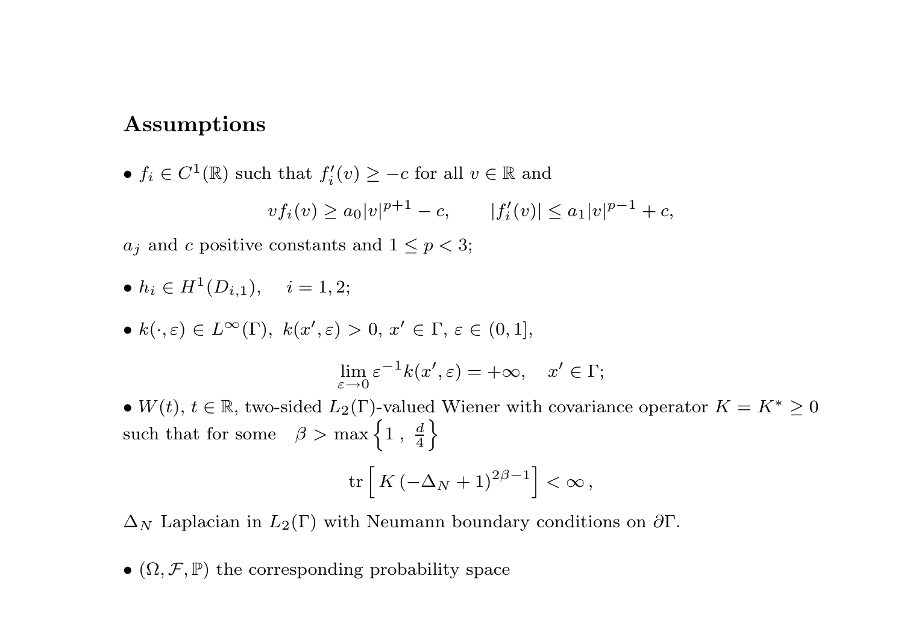## Assumptions

- $f_i \in C^1(\mathbb{R})$ such that $f_i'(v) \geq -c$ for all $v \in \mathbb{R}$ and

$$v f_i(v) \geq a_0 |v|^{p+1} - c, \qquad |f_i'(v)| \leq a_1 |v|^{p-1} + c,$$

$a_j$ and $c$ positive constants and $1 \leq p < 3$;

- $h_i \in H^1(D_{i,1}), \quad i = 1, 2;$

- $k(\cdot, \varepsilon) \in L^\infty(\Gamma),\ k(x', \varepsilon) > 0,\ x' \in \Gamma,\ \varepsilon \in (0, 1],$

$$\lim_{\varepsilon \to 0} \varepsilon^{-1} k(x', \varepsilon) = +\infty, \quad x' \in \Gamma;$$

- $W(t)$, $t \in \mathbb{R}$, two-sided $L_2(\Gamma)$-valued Wiener with covariance operator $K = K^* \geq 0$ such that for some $\beta > \max\left\{1\ ,\ \frac{d}{4}\right\}$

$$\operatorname{tr}\Big[\, K\, (-\Delta_N + 1)^{2\beta - 1} \Big] < \infty\,,$$

$\Delta_N$ Laplacian in $L_2(\Gamma)$ with Neumann boundary conditions on $\partial\Gamma$.

- $(\Omega, \mathcal{F}, \mathbb{P})$ the corresponding probability space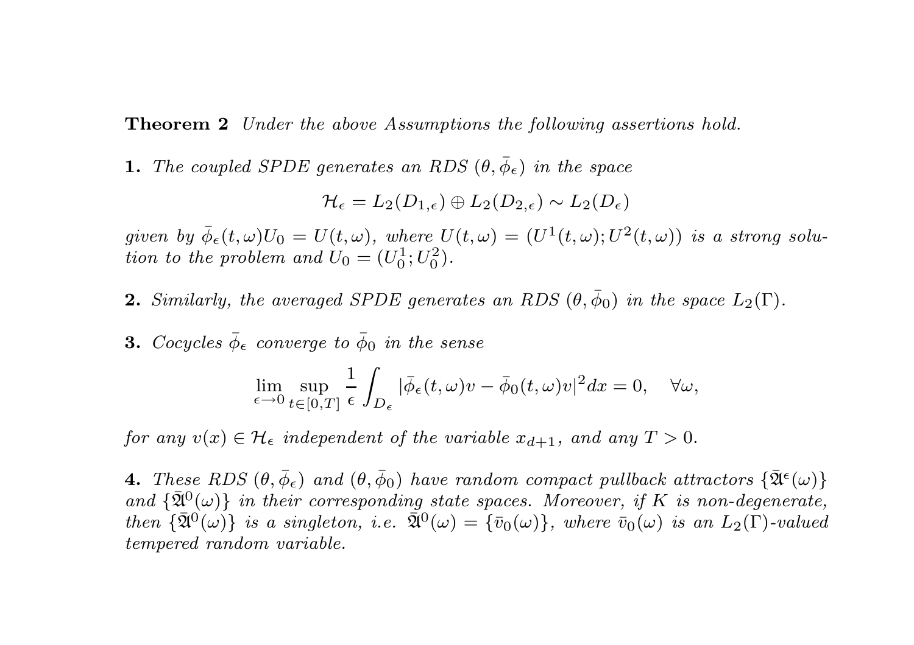**Theorem 2** *Under the above Assumptions the following assertions hold.*

**1.** *The coupled SPDE generates an RDS $(\theta, \bar{\phi}_\epsilon)$ in the space*

$$\mathcal{H}_\epsilon = L_2(D_{1,\epsilon}) \oplus L_2(D_{2,\epsilon}) \sim L_2(D_\epsilon)$$

*given by $\bar{\phi}_\epsilon(t,\omega)U_0 = U(t,\omega)$, where $U(t,\omega) = (U^1(t,\omega); U^2(t,\omega))$ is a strong solution to the problem and $U_0 = (U_0^1; U_0^2)$.*

**2.** *Similarly, the averaged SPDE generates an RDS $(\theta, \bar{\phi}_0)$ in the space $L_2(\Gamma)$.*

**3.** *Cocycles $\bar{\phi}_\epsilon$ converge to $\bar{\phi}_0$ in the sense*

$$\lim_{\epsilon \to 0} \sup_{t \in [0,T]} \frac{1}{\epsilon} \int_{D_\epsilon} |\bar{\phi}_\epsilon(t,\omega)v - \bar{\phi}_0(t,\omega)v|^2 dx = 0, \quad \forall \omega,$$

*for any $v(x) \in \mathcal{H}_\epsilon$ independent of the variable $x_{d+1}$, and any $T > 0$.*

**4.** *These RDS $(\theta, \bar{\phi}_\epsilon)$ and $(\theta, \bar{\phi}_0)$ have random compact pullback attractors $\{\bar{\mathfrak{A}}^\epsilon(\omega)\}$ and $\{\bar{\mathfrak{A}}^0(\omega)\}$ in their corresponding state spaces. Moreover, if $K$ is non-degenerate, then $\{\bar{\mathfrak{A}}^0(\omega)\}$ is a singleton, i.e. $\bar{\mathfrak{A}}^0(\omega) = \{\bar{v}_0(\omega)\}$, where $\bar{v}_0(\omega)$ is an $L_2(\Gamma)$-valued tempered random variable.*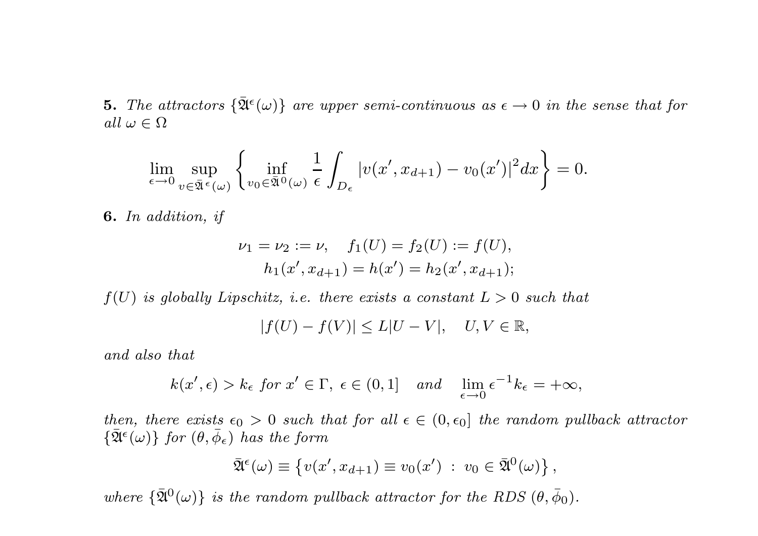**5.** *The attractors* $\{\bar{\mathfrak{A}}^\epsilon(\omega)\}$ *are upper semi-continuous as* $\epsilon \to 0$ *in the sense that for all* $\omega \in \Omega$

$$\lim_{\epsilon \to 0} \sup_{v \in \bar{\mathfrak{A}}^\epsilon(\omega)} \left\{ \inf_{v_0 \in \bar{\mathfrak{A}}^0(\omega)} \frac{1}{\epsilon} \int_{D_\epsilon} |v(x', x_{d+1}) - v_0(x')|^2 dx \right\} = 0.$$

**6.** *In addition, if*

$$\nu_1 = \nu_2 := \nu, \quad f_1(U) = f_2(U) := f(U),$$
$$h_1(x', x_{d+1}) = h(x') = h_2(x', x_{d+1});$$

$f(U)$ *is globally Lipschitz, i.e. there exists a constant* $L > 0$ *such that*

$$|f(U) - f(V)| \leq L|U - V|, \quad U, V \in \mathbb{R},$$

*and also that*

$$k(x', \epsilon) > k_\epsilon \text{ for } x' \in \Gamma, \ \epsilon \in (0, 1] \quad \text{and} \quad \lim_{\epsilon \to 0} \epsilon^{-1} k_\epsilon = +\infty,$$

*then, there exists* $\epsilon_0 > 0$ *such that for all* $\epsilon \in (0, \epsilon_0]$ *the random pullback attractor* $\{\bar{\mathfrak{A}}^\epsilon(\omega)\}$ *for* $(\theta, \bar{\phi}_\epsilon)$ *has the form*

$$\bar{\mathfrak{A}}^\epsilon(\omega) \equiv \left\{ v(x', x_{d+1}) \equiv v_0(x') \ : \ v_0 \in \bar{\mathfrak{A}}^0(\omega) \right\},$$

*where* $\{\bar{\mathfrak{A}}^0(\omega)\}$ *is the random pullback attractor for the RDS* $(\theta, \bar{\phi}_0)$*.*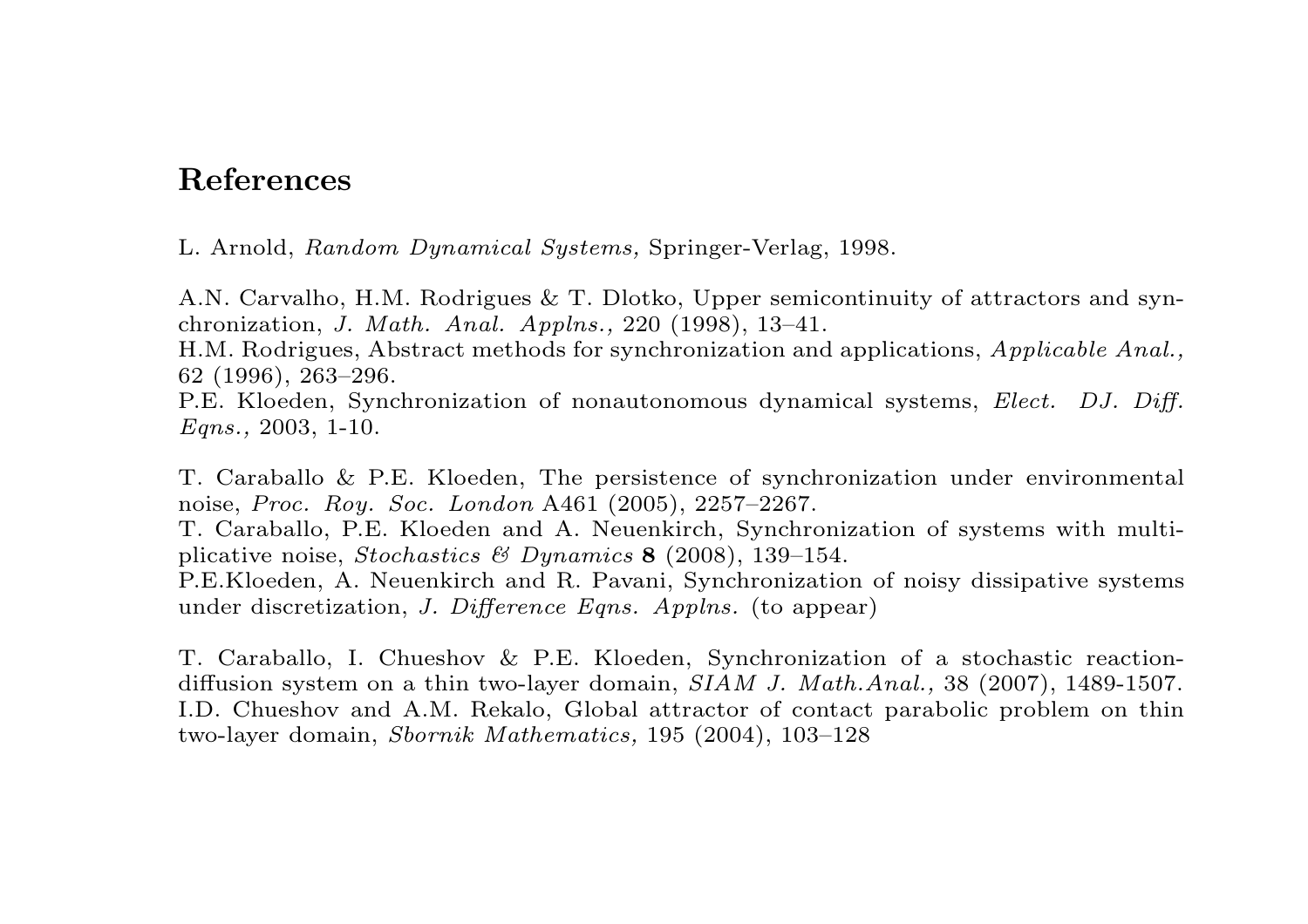## References

L. Arnold, *Random Dynamical Systems,* Springer-Verlag, 1998.

A.N. Carvalho, H.M. Rodrigues & T. Dlotko, Upper semicontinuity of attractors and synchronization, *J. Math. Anal. Applns.,* 220 (1998), 13–41.
H.M. Rodrigues, Abstract methods for synchronization and applications, *Applicable Anal.,* 62 (1996), 263–296.
P.E. Kloeden, Synchronization of nonautonomous dynamical systems, *Elect. DJ. Diff. Eqns.,* 2003, 1-10.

T. Caraballo & P.E. Kloeden, The persistence of synchronization under environmental noise, *Proc. Roy. Soc. London* A461 (2005), 2257–2267.
T. Caraballo, P.E. Kloeden and A. Neuenkirch, Synchronization of systems with multiplicative noise, *Stochastics & Dynamics* **8** (2008), 139–154.
P.E.Kloeden, A. Neuenkirch and R. Pavani, Synchronization of noisy dissipative systems under discretization, *J. Difference Eqns. Applns.* (to appear)

T. Caraballo, I. Chueshov & P.E. Kloeden, Synchronization of a stochastic reaction-diffusion system on a thin two-layer domain, *SIAM J. Math.Anal.,* 38 (2007), 1489-1507.
I.D. Chueshov and A.M. Rekalo, Global attractor of contact parabolic problem on thin two-layer domain, *Sbornik Mathematics,* 195 (2004), 103–128